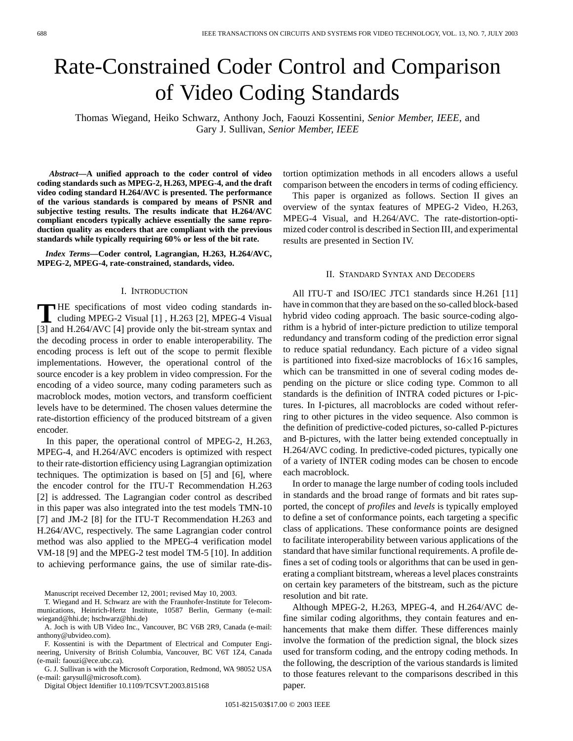# Rate-Constrained Coder Control and Comparison of Video Coding Standards

Thomas Wiegand, Heiko Schwarz, Anthony Joch, Faouzi Kossentini, *Senior Member, IEEE*, and Gary J. Sullivan, *Senior Member, IEEE*

***Abstract*—A unified approach to the coder control of video coding standards such as MPEG-2, H.263, MPEG-4, and the draft video coding standard H.264/AVC is presented. The performance of the various standards is compared by means of PSNR and subjective testing results. The results indicate that H.264/AVC compliant encoders typically achieve essentially the same reproduction quality as encoders that are compliant with the previous standards while typically requiring 60% or less of the bit rate.**

***Index Terms*—Coder control, Lagrangian, H.263, H.264/AVC, MPEG-2, MPEG-4, rate-constrained, standards, video.**

## I. Introduction

The specifications of most video coding standards including MPEG-2 Visual [1] , H.263 [2], MPEG-4 Visual [3] and H.264/AVC [4] provide only the bit-stream syntax and the decoding process in order to enable interoperability. The encoding process is left out of the scope to permit flexible implementations. However, the operational control of the source encoder is a key problem in video compression. For the encoding of a video source, many coding parameters such as macroblock modes, motion vectors, and transform coefficient levels have to be determined. The chosen values determine the rate-distortion efficiency of the produced bitstream of a given encoder.

In this paper, the operational control of MPEG-2, H.263, MPEG-4, and H.264/AVC encoders is optimized with respect to their rate-distortion efficiency using Lagrangian optimization techniques. The optimization is based on [5] and [6], where the encoder control for the ITU-T Recommendation H.263 [2] is addressed. The Lagrangian coder control as described in this paper was also integrated into the test models TMN-10 [7] and JM-2 [8] for the ITU-T Recommendation H.263 and H.264/AVC, respectively. The same Lagrangian coder control method was also applied to the MPEG-4 verification model VM-18 [9] and the MPEG-2 test model TM-5 [10]. In addition to achieving performance gains, the use of similar rate-distortion optimization methods in all encoders allows a useful comparison between the encoders in terms of coding efficiency.

This paper is organized as follows. Section II gives an overview of the syntax features of MPEG-2 Video, H.263, MPEG-4 Visual, and H.264/AVC. The rate-distortion-optimized coder control is described in Section III, and experimental results are presented in Section IV.

Manuscript received December 12, 2001; revised May 10, 2003.

T. Wiegand and H. Schwarz are with the Fraunhofer-Institute for Telecommunications, Heinrich-Hertz Institute, 10587 Berlin, Germany (e-mail: wiegand@hhi.de; hschwarz@hhi.de)

A. Joch is with UB Video Inc., Vancouver, BC V6B 2R9, Canada (e-mail: anthony@ubvideo.com).

F. Kossentini is with the Department of Electrical and Computer Engineering, University of British Columbia, Vancouver, BC V6T 1Z4, Canada (e-mail: faouzi@ece.ubc.ca).

G. J. Sullivan is with the Microsoft Corporation, Redmond, WA 98052 USA (e-mail: garysull@microsoft.com).

Digital Object Identifier 10.1109/TCSVT.2003.815168

## II. Standard Syntax and Decoders

All ITU-T and ISO/IEC JTC1 standards since H.261 [11] have in common that they are based on the so-called block-based hybrid video coding approach. The basic source-coding algorithm is a hybrid of inter-picture prediction to utilize temporal redundancy and transform coding of the prediction error signal to reduce spatial redundancy. Each picture of a video signal is partitioned into fixed-size macroblocks of $16\times16$ samples, which can be transmitted in one of several coding modes depending on the picture or slice coding type. Common to all standards is the definition of INTRA coded pictures or I-pictures. In I-pictures, all macroblocks are coded without referring to other pictures in the video sequence. Also common is the definition of predictive-coded pictures, so-called P-pictures and B-pictures, with the latter being extended conceptually in H.264/AVC coding. In predictive-coded pictures, typically one of a variety of INTER coding modes can be chosen to encode each macroblock.

In order to manage the large number of coding tools included in standards and the broad range of formats and bit rates supported, the concept of *profiles* and *levels* is typically employed to define a set of conformance points, each targeting a specific class of applications. These conformance points are designed to facilitate interoperability between various applications of the standard that have similar functional requirements. A profile defines a set of coding tools or algorithms that can be used in generating a compliant bitstream, whereas a level places constraints on certain key parameters of the bitstream, such as the picture resolution and bit rate.

Although MPEG-2, H.263, MPEG-4, and H.264/AVC define similar coding algorithms, they contain features and enhancements that make them differ. These differences mainly involve the formation of the prediction signal, the block sizes used for transform coding, and the entropy coding methods. In the following, the description of the various standards is limited to those features relevant to the comparisons described in this paper.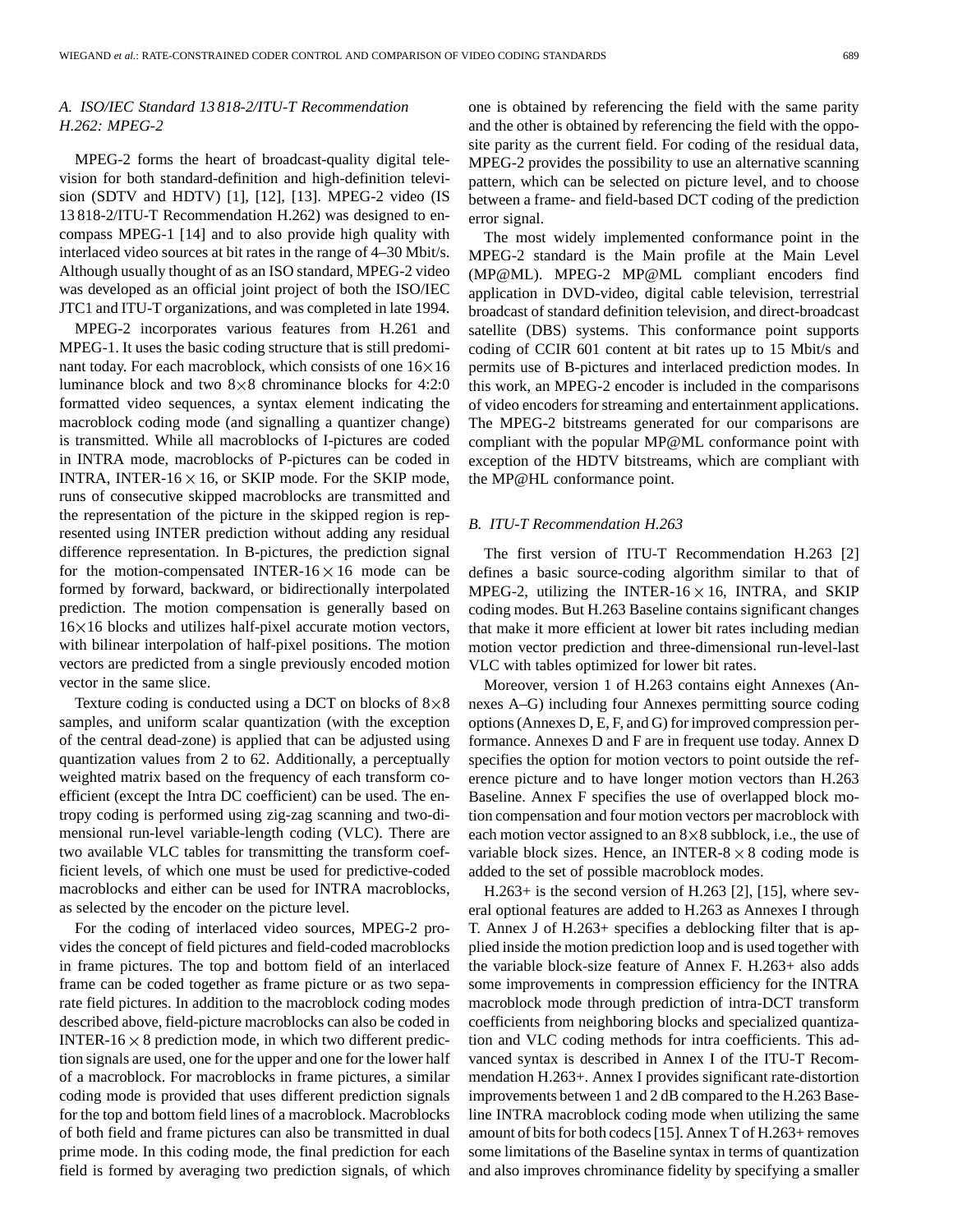### A. ISO/IEC Standard 13 818-2/ITU-T Recommendation H.262: MPEG-2

MPEG-2 forms the heart of broadcast-quality digital television for both standard-definition and high-definition television (SDTV and HDTV) [1], [12], [13]. MPEG-2 video (IS 13 818-2/ITU-T Recommendation H.262) was designed to encompass MPEG-1 [14] and to also provide high quality with interlaced video sources at bit rates in the range of 4–30 Mbit/s. Although usually thought of as an ISO standard, MPEG-2 video was developed as an official joint project of both the ISO/IEC JTC1 and ITU-T organizations, and was completed in late 1994.

MPEG-2 incorporates various features from H.261 and MPEG-1. It uses the basic coding structure that is still predominant today. For each macroblock, which consists of one $16 \times 16$ luminance block and two $8 \times 8$ chrominance blocks for 4:2:0 formatted video sequences, a syntax element indicating the macroblock coding mode (and signalling a quantizer change) is transmitted. While all macroblocks of I-pictures are coded in INTRA mode, macroblocks of P-pictures can be coded in INTRA, INTER-$16 \times 16$, or SKIP mode. For the SKIP mode, runs of consecutive skipped macroblocks are transmitted and the representation of the picture in the skipped region is represented using INTER prediction without adding any residual difference representation. In B-pictures, the prediction signal for the motion-compensated INTER-$16 \times 16$ mode can be formed by forward, backward, or bidirectionally interpolated prediction. The motion compensation is generally based on $16 \times 16$ blocks and utilizes half-pixel accurate motion vectors, with bilinear interpolation of half-pixel positions. The motion vectors are predicted from a single previously encoded motion vector in the same slice.

Texture coding is conducted using a DCT on blocks of $8 \times 8$ samples, and uniform scalar quantization (with the exception of the central dead-zone) is applied that can be adjusted using quantization values from 2 to 62. Additionally, a perceptually weighted matrix based on the frequency of each transform coefficient (except the Intra DC coefficient) can be used. The entropy coding is performed using zig-zag scanning and two-dimensional run-level variable-length coding (VLC). There are two available VLC tables for transmitting the transform coefficient levels, of which one must be used for predictive-coded macroblocks and either can be used for INTRA macroblocks, as selected by the encoder on the picture level.

For the coding of interlaced video sources, MPEG-2 provides the concept of field pictures and field-coded macroblocks in frame pictures. The top and bottom field of an interlaced frame can be coded together as frame picture or as two separate field pictures. In addition to the macroblock coding modes described above, field-picture macroblocks can also be coded in INTER-$16 \times 8$ prediction mode, in which two different prediction signals are used, one for the upper and one for the lower half of a macroblock. For macroblocks in frame pictures, a similar coding mode is provided that uses different prediction signals for the top and bottom field lines of a macroblock. Macroblocks of both field and frame pictures can also be transmitted in dual prime mode. In this coding mode, the final prediction for each field is formed by averaging two prediction signals, of which one is obtained by referencing the field with the same parity and the other is obtained by referencing the field with the opposite parity as the current field. For coding of the residual data, MPEG-2 provides the possibility to use an alternative scanning pattern, which can be selected on picture level, and to choose between a frame- and field-based DCT coding of the prediction error signal.

The most widely implemented conformance point in the MPEG-2 standard is the Main profile at the Main Level (MP@ML). MPEG-2 MP@ML compliant encoders find application in DVD-video, digital cable television, terrestrial broadcast of standard definition television, and direct-broadcast satellite (DBS) systems. This conformance point supports coding of CCIR 601 content at bit rates up to 15 Mbit/s and permits use of B-pictures and interlaced prediction modes. In this work, an MPEG-2 encoder is included in the comparisons of video encoders for streaming and entertainment applications. The MPEG-2 bitstreams generated for our comparisons are compliant with the popular MP@ML conformance point with exception of the HDTV bitstreams, which are compliant with the MP@HL conformance point.

### B. ITU-T Recommendation H.263

The first version of ITU-T Recommendation H.263 [2] defines a basic source-coding algorithm similar to that of MPEG-2, utilizing the INTER-$16 \times 16$, INTRA, and SKIP coding modes. But H.263 Baseline contains significant changes that make it more efficient at lower bit rates including median motion vector prediction and three-dimensional run-level-last VLC with tables optimized for lower bit rates.

Moreover, version 1 of H.263 contains eight Annexes (Annexes A–G) including four Annexes permitting source coding options (Annexes D, E, F, and G) for improved compression performance. Annexes D and F are in frequent use today. Annex D specifies the option for motion vectors to point outside the reference picture and to have longer motion vectors than H.263 Baseline. Annex F specifies the use of overlapped block motion compensation and four motion vectors per macroblock with each motion vector assigned to an $8 \times 8$ subblock, i.e., the use of variable block sizes. Hence, an INTER-$8 \times 8$ coding mode is added to the set of possible macroblock modes.

H.263+ is the second version of H.263 [2], [15], where several optional features are added to H.263 as Annexes I through T. Annex J of H.263+ specifies a deblocking filter that is applied inside the motion prediction loop and is used together with the variable block-size feature of Annex F. H.263+ also adds some improvements in compression efficiency for the INTRA macroblock mode through prediction of intra-DCT transform coefficients from neighboring blocks and specialized quantization and VLC coding methods for intra coefficients. This advanced syntax is described in Annex I of the ITU-T Recommendation H.263+. Annex I provides significant rate-distortion improvements between 1 and 2 dB compared to the H.263 Baseline INTRA macroblock coding mode when utilizing the same amount of bits for both codecs [15]. Annex T of H.263+ removes some limitations of the Baseline syntax in terms of quantization and also improves chrominance fidelity by specifying a smaller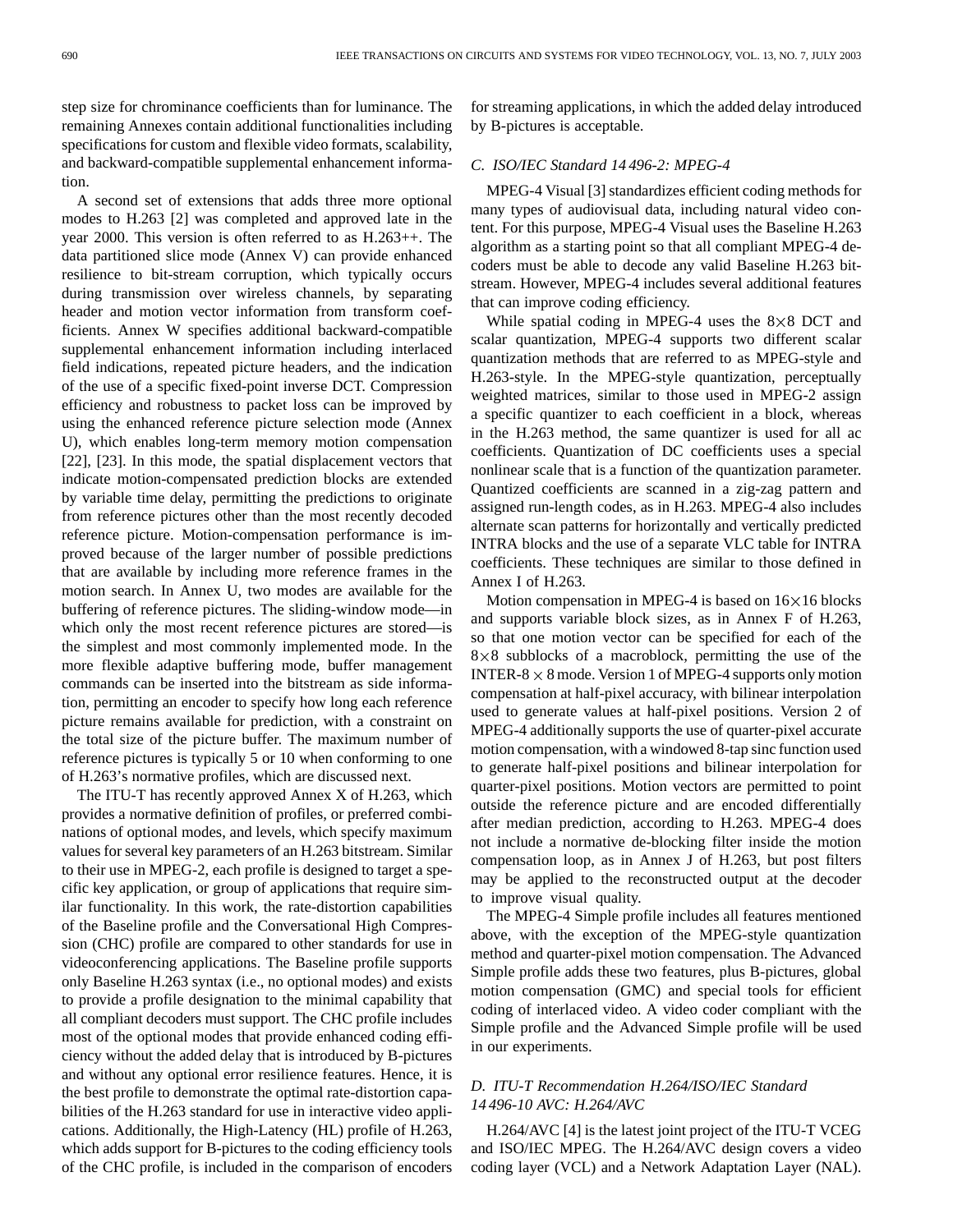step size for chrominance coefficients than for luminance. The remaining Annexes contain additional functionalities including specifications for custom and flexible video formats, scalability, and backward-compatible supplemental enhancement information.

A second set of extensions that adds three more optional modes to H.263 [2] was completed and approved late in the year 2000. This version is often referred to as H.263++. The data partitioned slice mode (Annex V) can provide enhanced resilience to bit-stream corruption, which typically occurs during transmission over wireless channels, by separating header and motion vector information from transform coefficients. Annex W specifies additional backward-compatible supplemental enhancement information including interlaced field indications, repeated picture headers, and the indication of the use of a specific fixed-point inverse DCT. Compression efficiency and robustness to packet loss can be improved by using the enhanced reference picture selection mode (Annex U), which enables long-term memory motion compensation [22], [23]. In this mode, the spatial displacement vectors that indicate motion-compensated prediction blocks are extended by variable time delay, permitting the predictions to originate from reference pictures other than the most recently decoded reference picture. Motion-compensation performance is improved because of the larger number of possible predictions that are available by including more reference frames in the motion search. In Annex U, two modes are available for the buffering of reference pictures. The sliding-window mode—in which only the most recent reference pictures are stored—is the simplest and most commonly implemented mode. In the more flexible adaptive buffering mode, buffer management commands can be inserted into the bitstream as side information, permitting an encoder to specify how long each reference picture remains available for prediction, with a constraint on the total size of the picture buffer. The maximum number of reference pictures is typically 5 or 10 when conforming to one of H.263's normative profiles, which are discussed next.

The ITU-T has recently approved Annex X of H.263, which provides a normative definition of profiles, or preferred combinations of optional modes, and levels, which specify maximum values for several key parameters of an H.263 bitstream. Similar to their use in MPEG-2, each profile is designed to target a specific key application, or group of applications that require similar functionality. In this work, the rate-distortion capabilities of the Baseline profile and the Conversational High Compression (CHC) profile are compared to other standards for use in videoconferencing applications. The Baseline profile supports only Baseline H.263 syntax (i.e., no optional modes) and exists to provide a profile designation to the minimal capability that all compliant decoders must support. The CHC profile includes most of the optional modes that provide enhanced coding efficiency without the added delay that is introduced by B-pictures and without any optional error resilience features. Hence, it is the best profile to demonstrate the optimal rate-distortion capabilities of the H.263 standard for use in interactive video applications. Additionally, the High-Latency (HL) profile of H.263, which adds support for B-pictures to the coding efficiency tools of the CHC profile, is included in the comparison of encoders for streaming applications, in which the added delay introduced by B-pictures is acceptable.

### *C. ISO/IEC Standard 14 496-2: MPEG-4*

MPEG-4 Visual [3] standardizes efficient coding methods for many types of audiovisual data, including natural video content. For this purpose, MPEG-4 Visual uses the Baseline H.263 algorithm as a starting point so that all compliant MPEG-4 decoders must be able to decode any valid Baseline H.263 bitstream. However, MPEG-4 includes several additional features that can improve coding efficiency.

While spatial coding in MPEG-4 uses the $8\times 8$ DCT and scalar quantization, MPEG-4 supports two different scalar quantization methods that are referred to as MPEG-style and H.263-style. In the MPEG-style quantization, perceptually weighted matrices, similar to those used in MPEG-2 assign a specific quantizer to each coefficient in a block, whereas in the H.263 method, the same quantizer is used for all ac coefficients. Quantization of DC coefficients uses a special nonlinear scale that is a function of the quantization parameter. Quantized coefficients are scanned in a zig-zag pattern and assigned run-length codes, as in H.263. MPEG-4 also includes alternate scan patterns for horizontally and vertically predicted INTRA blocks and the use of a separate VLC table for INTRA coefficients. These techniques are similar to those defined in Annex I of H.263.

Motion compensation in MPEG-4 is based on $16\times 16$ blocks and supports variable block sizes, as in Annex F of H.263, so that one motion vector can be specified for each of the $8\times 8$ subblocks of a macroblock, permitting the use of the INTER-$8\times 8$ mode. Version 1 of MPEG-4 supports only motion compensation at half-pixel accuracy, with bilinear interpolation used to generate values at half-pixel positions. Version 2 of MPEG-4 additionally supports the use of quarter-pixel accurate motion compensation, with a windowed 8-tap sinc function used to generate half-pixel positions and bilinear interpolation for quarter-pixel positions. Motion vectors are permitted to point outside the reference picture and are encoded differentially after median prediction, according to H.263. MPEG-4 does not include a normative de-blocking filter inside the motion compensation loop, as in Annex J of H.263, but post filters may be applied to the reconstructed output at the decoder to improve visual quality.

The MPEG-4 Simple profile includes all features mentioned above, with the exception of the MPEG-style quantization method and quarter-pixel motion compensation. The Advanced Simple profile adds these two features, plus B-pictures, global motion compensation (GMC) and special tools for efficient coding of interlaced video. A video coder compliant with the Simple profile and the Advanced Simple profile will be used in our experiments.

### *D. ITU-T Recommendation H.264/ISO/IEC Standard 14 496-10 AVC: H.264/AVC*

H.264/AVC [4] is the latest joint project of the ITU-T VCEG and ISO/IEC MPEG. The H.264/AVC design covers a video coding layer (VCL) and a Network Adaptation Layer (NAL).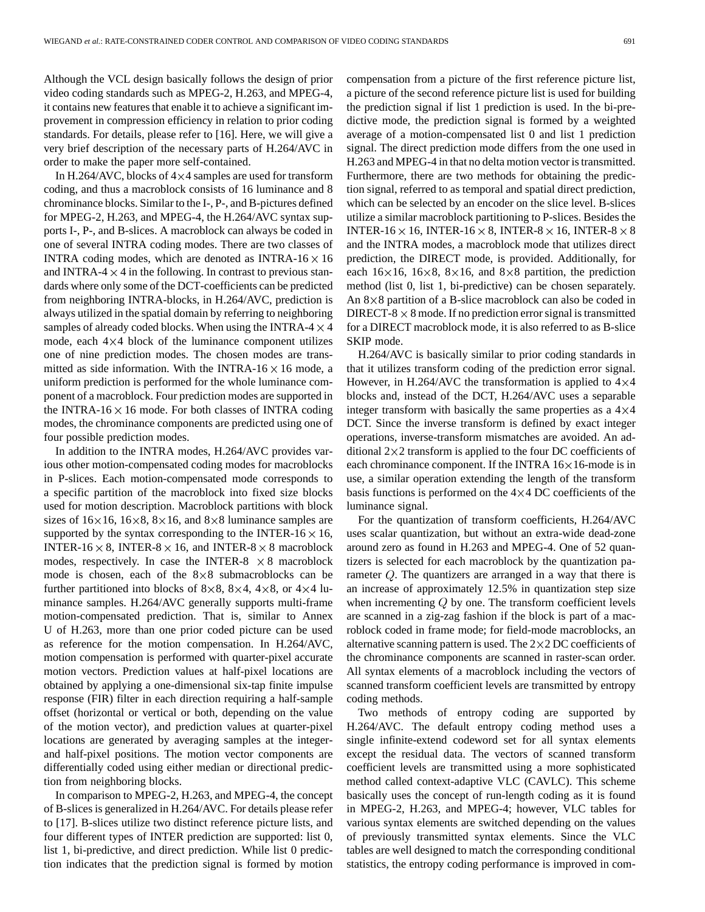Although the VCL design basically follows the design of prior video coding standards such as MPEG-2, H.263, and MPEG-4, it contains new features that enable it to achieve a significant improvement in compression efficiency in relation to prior coding standards. For details, please refer to [16]. Here, we will give a very brief description of the necessary parts of H.264/AVC in order to make the paper more self-contained.

In H.264/AVC, blocks of 4$\times$4 samples are used for transform coding, and thus a macroblock consists of 16 luminance and 8 chrominance blocks. Similar to the I-, P-, and B-pictures defined for MPEG-2, H.263, and MPEG-4, the H.264/AVC syntax supports I-, P-, and B-slices. A macroblock can always be coded in one of several INTRA coding modes. There are two classes of INTRA coding modes, which are denoted as INTRA-16 $\times$ 16 and INTRA-4 $\times$ 4 in the following. In contrast to previous standards where only some of the DCT-coefficients can be predicted from neighboring INTRA-blocks, in H.264/AVC, prediction is always utilized in the spatial domain by referring to neighboring samples of already coded blocks. When using the INTRA-4 $\times$ 4 mode, each 4$\times$4 block of the luminance component utilizes one of nine prediction modes. The chosen modes are transmitted as side information. With the INTRA-16 $\times$ 16 mode, a uniform prediction is performed for the whole luminance component of a macroblock. Four prediction modes are supported in the INTRA-16 $\times$ 16 mode. For both classes of INTRA coding modes, the chrominance components are predicted using one of four possible prediction modes.

In addition to the INTRA modes, H.264/AVC provides various other motion-compensated coding modes for macroblocks in P-slices. Each motion-compensated mode corresponds to a specific partition of the macroblock into fixed size blocks used for motion description. Macroblock partitions with block sizes of 16$\times$16, 16$\times$8, 8$\times$16, and 8$\times$8 luminance samples are supported by the syntax corresponding to the INTER-16 $\times$ 16, INTER-16 $\times$ 8, INTER-8 $\times$ 16, and INTER-8 $\times$ 8 macroblock modes, respectively. In case the INTER-8 $\times$ 8 macroblock mode is chosen, each of the 8$\times$8 submacroblocks can be further partitioned into blocks of 8$\times$8, 8$\times$4, 4$\times$8, or 4$\times$4 luminance samples. H.264/AVC generally supports multi-frame motion-compensated prediction. That is, similar to Annex U of H.263, more than one prior coded picture can be used as reference for the motion compensation. In H.264/AVC, motion compensation is performed with quarter-pixel accurate motion vectors. Prediction values at half-pixel locations are obtained by applying a one-dimensional six-tap finite impulse response (FIR) filter in each direction requiring a half-sample offset (horizontal or vertical or both, depending on the value of the motion vector), and prediction values at quarter-pixel locations are generated by averaging samples at the integer- and half-pixel positions. The motion vector components are differentially coded using either median or directional prediction from neighboring blocks.

In comparison to MPEG-2, H.263, and MPEG-4, the concept of B-slices is generalized in H.264/AVC. For details please refer to [17]. B-slices utilize two distinct reference picture lists, and four different types of INTER prediction are supported: list 0, list 1, bi-predictive, and direct prediction. While list 0 prediction indicates that the prediction signal is formed by motion compensation from a picture of the first reference picture list, a picture of the second reference picture list is used for building the prediction signal if list 1 prediction is used. In the bi-predictive mode, the prediction signal is formed by a weighted average of a motion-compensated list 0 and list 1 prediction signal. The direct prediction mode differs from the one used in H.263 and MPEG-4 in that no delta motion vector is transmitted. Furthermore, there are two methods for obtaining the prediction signal, referred to as temporal and spatial direct prediction, which can be selected by an encoder on the slice level. B-slices utilize a similar macroblock partitioning to P-slices. Besides the INTER-16 $\times$ 16, INTER-16 $\times$ 8, INTER-8 $\times$ 16, INTER-8 $\times$ 8 and the INTRA modes, a macroblock mode that utilizes direct prediction, the DIRECT mode, is provided. Additionally, for each 16$\times$16, 16$\times$8, 8$\times$16, and 8$\times$8 partition, the prediction method (list 0, list 1, bi-predictive) can be chosen separately. An 8$\times$8 partition of a B-slice macroblock can also be coded in DIRECT-8 $\times$ 8 mode. If no prediction error signal is transmitted for a DIRECT macroblock mode, it is also referred to as B-slice SKIP mode.

H.264/AVC is basically similar to prior coding standards in that it utilizes transform coding of the prediction error signal. However, in H.264/AVC the transformation is applied to 4$\times$4 blocks and, instead of the DCT, H.264/AVC uses a separable integer transform with basically the same properties as a 4$\times$4 DCT. Since the inverse transform is defined by exact integer operations, inverse-transform mismatches are avoided. An additional 2$\times$2 transform is applied to the four DC coefficients of each chrominance component. If the INTRA 16$\times$16-mode is in use, a similar operation extending the length of the transform basis functions is performed on the 4$\times$4 DC coefficients of the luminance signal.

For the quantization of transform coefficients, H.264/AVC uses scalar quantization, but without an extra-wide dead-zone around zero as found in H.263 and MPEG-4. One of 52 quantizers is selected for each macroblock by the quantization parameter $Q$. The quantizers are arranged in a way that there is an increase of approximately 12.5% in quantization step size when incrementing $Q$ by one. The transform coefficient levels are scanned in a zig-zag fashion if the block is part of a macroblock coded in frame mode; for field-mode macroblocks, an alternative scanning pattern is used. The 2$\times$2 DC coefficients of the chrominance components are scanned in raster-scan order. All syntax elements of a macroblock including the vectors of scanned transform coefficient levels are transmitted by entropy coding methods.

Two methods of entropy coding are supported by H.264/AVC. The default entropy coding method uses a single infinite-extend codeword set for all syntax elements except the residual data. The vectors of scanned transform coefficient levels are transmitted using a more sophisticated method called context-adaptive VLC (CAVLC). This scheme basically uses the concept of run-length coding as it is found in MPEG-2, H.263, and MPEG-4; however, VLC tables for various syntax elements are switched depending on the values of previously transmitted syntax elements. Since the VLC tables are well designed to match the corresponding conditional statistics, the entropy coding performance is improved in com-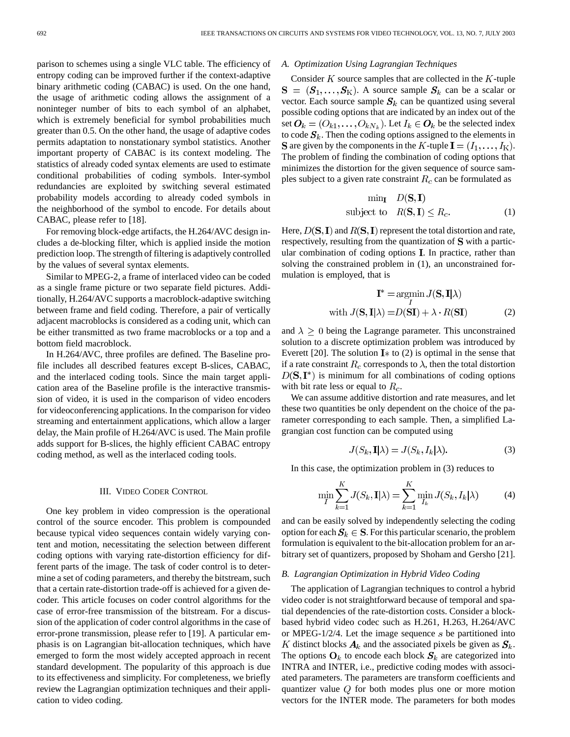parison to schemes using a single VLC table. The efficiency of entropy coding can be improved further if the context-adaptive binary arithmetic coding (CABAC) is used. On the one hand, the usage of arithmetic coding allows the assignment of a noninteger number of bits to each symbol of an alphabet, which is extremely beneficial for symbol probabilities much greater than 0.5. On the other hand, the usage of adaptive codes permits adaptation to nonstationary symbol statistics. Another important property of CABAC is its context modeling. The statistics of already coded syntax elements are used to estimate conditional probabilities of coding symbols. Inter-symbol redundancies are exploited by switching several estimated probability models according to already coded symbols in the neighborhood of the symbol to encode. For details about CABAC, please refer to [18].

For removing block-edge artifacts, the H.264/AVC design includes a de-blocking filter, which is applied inside the motion prediction loop. The strength of filtering is adaptively controlled by the values of several syntax elements.

Similar to MPEG-2, a frame of interlaced video can be coded as a single frame picture or two separate field pictures. Additionally, H.264/AVC supports a macroblock-adaptive switching between frame and field coding. Therefore, a pair of vertically adjacent macroblocks is considered as a coding unit, which can be either transmitted as two frame macroblocks or a top and a bottom field macroblock.

In H.264/AVC, three profiles are defined. The Baseline profile includes all described features except B-slices, CABAC, and the interlaced coding tools. Since the main target application area of the Baseline profile is the interactive transmission of video, it is used in the comparison of video encoders for videoconferencing applications. In the comparison for video streaming and entertainment applications, which allow a larger delay, the Main profile of H.264/AVC is used. The Main profile adds support for B-slices, the highly efficient CABAC entropy coding method, as well as the interlaced coding tools.

## III. Video Coder Control

One key problem in video compression is the operational control of the source encoder. This problem is compounded because typical video sequences contain widely varying content and motion, necessitating the selection between different coding options with varying rate-distortion efficiency for different parts of the image. The task of coder control is to determine a set of coding parameters, and thereby the bitstream, such that a certain rate-distortion trade-off is achieved for a given decoder. This article focuses on coder control algorithms for the case of error-free transmission of the bitstream. For a discussion of the application of coder control algorithms in the case of error-prone transmission, please refer to [19]. A particular emphasis is on Lagrangian bit-allocation techniques, which have emerged to form the most widely accepted approach in recent standard development. The popularity of this approach is due to its effectiveness and simplicity. For completeness, we briefly review the Lagrangian optimization techniques and their application to video coding.

### A. Optimization Using Lagrangian Techniques

Consider $K$ source samples that are collected in the $K$-tuple $\mathbf{S} = (\boldsymbol{S}_1, \ldots, \boldsymbol{S}_K)$. A source sample $\boldsymbol{S}_k$ can be a scalar or vector. Each source sample $\boldsymbol{S}_k$ can be quantized using several possible coding options that are indicated by an index out of the set $\boldsymbol{O}_k = (O_{k1}, \ldots, O_{kN_k})$. Let $I_k \in \boldsymbol{O}_k$ be the selected index to code $\boldsymbol{S}_k$. Then the coding options assigned to the elements in $\mathbf{S}$ are given by the components in the $K$-tuple $\mathbf{I} = (I_1, \ldots, I_K)$. The problem of finding the combination of coding options that minimizes the distortion for the given sequence of source samples subject to a given rate constraint $R_c$ can be formulated as

$$\begin{aligned} \min_{\mathbf{I}} \quad & D(\mathbf{S}, \mathbf{I}) \\ \text{subject to} \quad & R(\mathbf{S}, \mathbf{I}) \leq R_c. \end{aligned} \tag{1}$$

Here, $D(\mathbf{S}, \mathbf{I})$ and $R(\mathbf{S}, \mathbf{I})$ represent the total distortion and rate, respectively, resulting from the quantization of $\mathbf{S}$ with a particular combination of coding options $\mathbf{I}$. In practice, rather than solving the constrained problem in (1), an unconstrained formulation is employed, that is

$$\begin{aligned} \mathbf{I}^* &= \operatorname*{argmin}_{I} J(\mathbf{S}, \mathbf{I}|\lambda) \\ \text{with } J(\mathbf{S}, \mathbf{I}|\lambda) &= D(\mathbf{SI}) + \lambda \cdot R(\mathbf{SI}) \end{aligned} \tag{2}$$

and $\lambda \geq 0$ being the Lagrange parameter. This unconstrained solution to a discrete optimization problem was introduced by Everett [20]. The solution $\mathbf{I}*$ to (2) is optimal in the sense that if a rate constraint $R_c$ corresponds to $\lambda$, then the total distortion $D(\mathbf{S}, \mathbf{I}^*)$ is minimum for all combinations of coding options with bit rate less or equal to $R_c$.

We can assume additive distortion and rate measures, and let these two quantities be only dependent on the choice of the parameter corresponding to each sample. Then, a simplified Lagrangian cost function can be computed using

$$J(S_k, \mathbf{I}|\lambda) = J(S_k, I_k|\lambda). \tag{3}$$

In this case, the optimization problem in (3) reduces to

$$\min_{I} \sum_{k=1}^{K} J(S_k, \mathbf{I}|\lambda) = \sum_{k=1}^{K} \min_{I_k} J(S_k, I_k|\lambda) \tag{4}$$

and can be easily solved by independently selecting the coding option for each $\boldsymbol{S}_k \in \mathbf{S}$. For this particular scenario, the problem formulation is equivalent to the bit-allocation problem for an arbitrary set of quantizers, proposed by Shoham and Gersho [21].

### B. Lagrangian Optimization in Hybrid Video Coding

The application of Lagrangian techniques to control a hybrid video coder is not straightforward because of temporal and spatial dependencies of the rate-distortion costs. Consider a block-based hybrid video codec such as H.261, H.263, H.264/AVC or MPEG-1/2/4. Let the image sequence $s$ be partitioned into $K$ distinct blocks $\boldsymbol{A}_k$ and the associated pixels be given as $\boldsymbol{S}_k$. The options $\mathbf{O}_k$ to encode each block $\boldsymbol{S}_k$ are categorized into INTRA and INTER, i.e., predictive coding modes with associated parameters. The parameters are transform coefficients and quantizer value $Q$ for both modes plus one or more motion vectors for the INTER mode. The parameters for both modes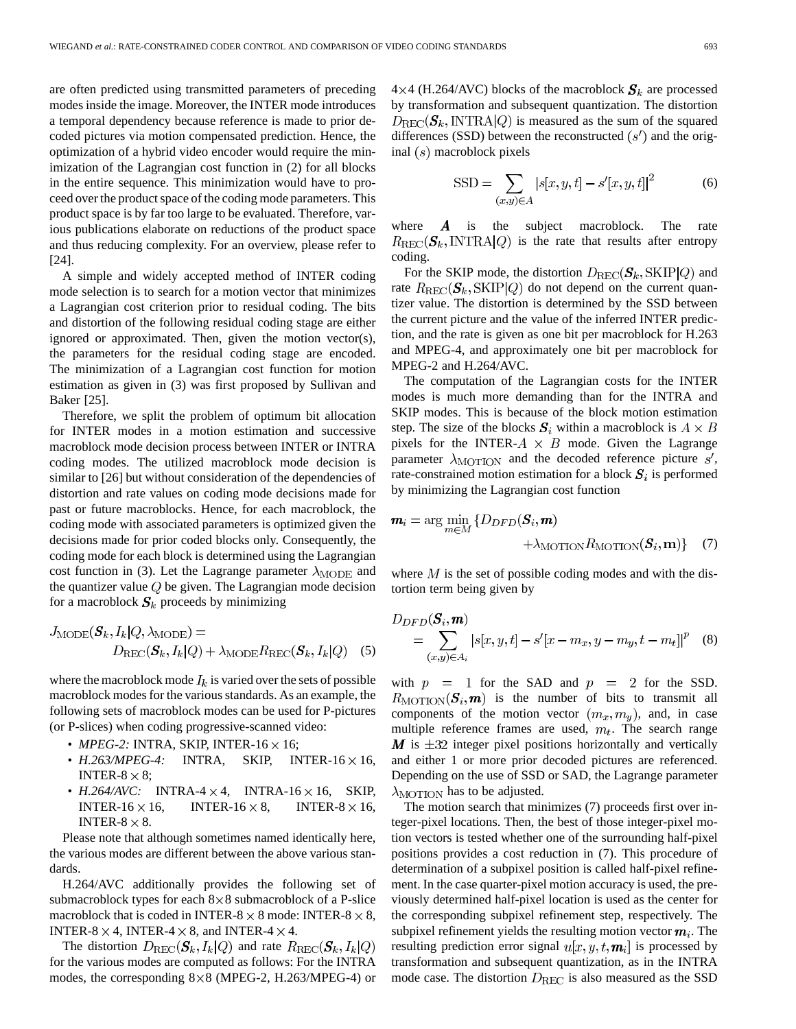are often predicted using transmitted parameters of preceding modes inside the image. Moreover, the INTER mode introduces a temporal dependency because reference is made to prior decoded pictures via motion compensated prediction. Hence, the optimization of a hybrid video encoder would require the minimization of the Lagrangian cost function in (2) for all blocks in the entire sequence. This minimization would have to proceed over the product space of the coding mode parameters. This product space is by far too large to be evaluated. Therefore, various publications elaborate on reductions of the product space and thus reducing complexity. For an overview, please refer to [24].

A simple and widely accepted method of INTER coding mode selection is to search for a motion vector that minimizes a Lagrangian cost criterion prior to residual coding. The bits and distortion of the following residual coding stage are either ignored or approximated. Then, given the motion vector(s), the parameters for the residual coding stage are encoded. The minimization of a Lagrangian cost function for motion estimation as given in (3) was first proposed by Sullivan and Baker [25].

Therefore, we split the problem of optimum bit allocation for INTER modes in a motion estimation and successive macroblock mode decision process between INTER or INTRA coding modes. The utilized macroblock mode decision is similar to [26] but without consideration of the dependencies of distortion and rate values on coding mode decisions made for past or future macroblocks. Hence, for each macroblock, the coding mode with associated parameters is optimized given the decisions made for prior coded blocks only. Consequently, the coding mode for each block is determined using the Lagrangian cost function in (3). Let the Lagrange parameter $\lambda_{\rm MODE}$ and the quantizer value $Q$ be given. The Lagrangian mode decision for a macroblock $\boldsymbol{S}_k$ proceeds by minimizing

$$J_{\rm MODE}(\boldsymbol{S}_k, I_k|Q, \lambda_{\rm MODE}) = D_{\rm REC}(\boldsymbol{S}_k, I_k|Q) + \lambda_{\rm MODE} R_{\rm REC}(\boldsymbol{S}_k, I_k|Q) \quad (5)$$

where the macroblock mode $I_k$ is varied over the sets of possible macroblock modes for the various standards. As an example, the following sets of macroblock modes can be used for P-pictures (or P-slices) when coding progressive-scanned video:

- *MPEG-2:* INTRA, SKIP, INTER-$16 \times 16$;
- *H.263/MPEG-4:* INTRA, SKIP, INTER-$16 \times 16$, INTER-$8 \times 8$;
- *H.264/AVC:* INTRA-$4 \times 4$, INTRA-$16 \times 16$, SKIP, INTER-$16 \times 16$, INTER-$16 \times 8$, INTER-$8 \times 16$, INTER-$8 \times 8$.

Please note that although sometimes named identically here, the various modes are different between the above various standards.

H.264/AVC additionally provides the following set of submacroblock types for each $8 \times 8$ submacroblock of a P-slice macroblock that is coded in INTER-$8 \times 8$ mode: INTER-$8 \times 8$, INTER-$8 \times 4$, INTER-$4 \times 8$, and INTER-$4 \times 4$.

The distortion $D_{\rm REC}(\boldsymbol{S}_k, I_k|Q)$ and rate $R_{\rm REC}(\boldsymbol{S}_k, I_k|Q)$ for the various modes are computed as follows: For the INTRA modes, the corresponding $8 \times 8$ (MPEG-2, H.263/MPEG-4) or $4 \times 4$ (H.264/AVC) blocks of the macroblock $\boldsymbol{S}_k$ are processed by transformation and subsequent quantization. The distortion $D_{\rm REC}(\boldsymbol{S}_k, {\rm INTRA}|Q)$ is measured as the sum of the squared differences (SSD) between the reconstructed $(s')$ and the original $(s)$ macroblock pixels

$$\text{SSD} = \sum_{(x,y) \in A} |s[x,y,t] - s'[x,y,t]|^2 \quad (6)$$

where $\boldsymbol{A}$ is the subject macroblock. The rate $R_{\rm REC}(\boldsymbol{S}_k, {\rm INTRA}|Q)$ is the rate that results after entropy coding.

For the SKIP mode, the distortion $D_{\rm REC}(\boldsymbol{S}_k, {\rm SKIP}|Q)$ and rate $R_{\rm REC}(\boldsymbol{S}_k, {\rm SKIP}|Q)$ do not depend on the current quantizer value. The distortion is determined by the SSD between the current picture and the value of the inferred INTER prediction, and the rate is given as one bit per macroblock for H.263 and MPEG-4, and approximately one bit per macroblock for MPEG-2 and H.264/AVC.

The computation of the Lagrangian costs for the INTER modes is much more demanding than for the INTRA and SKIP modes. This is because of the block motion estimation step. The size of the blocks $\boldsymbol{S}_i$ within a macroblock is $A \times B$ pixels for the INTER-$A \times B$ mode. Given the Lagrange parameter $\lambda_{\rm MOTION}$ and the decoded reference picture $s'$, rate-constrained motion estimation for a block $\boldsymbol{S}_i$ is performed by minimizing the Lagrangian cost function

$$\boldsymbol{m}_i = \arg \min_{m \in M} \{D_{DFD}(\boldsymbol{S}_i, \boldsymbol{m}) + \lambda_{\rm MOTION} R_{\rm MOTION}(\boldsymbol{S}_i, \mathbf{m})\} \quad (7)$$

where $M$ is the set of possible coding modes and with the distortion term being given by

$$D_{DFD}(\boldsymbol{S}_i, \boldsymbol{m}) = \sum_{(x,y) \in A_i} |s[x,y,t] - s'[x - m_x, y - m_y, t - m_t]|^p \quad (8)$$

with $p = 1$ for the SAD and $p = 2$ for the SSD. $R_{\rm MOTION}(\boldsymbol{S}_i, \boldsymbol{m})$ is the number of bits to transmit all components of the motion vector $(m_x, m_y)$, and, in case multiple reference frames are used, $m_t$. The search range $\boldsymbol{M}$ is $\pm 32$ integer pixel positions horizontally and vertically and either 1 or more prior decoded pictures are referenced. Depending on the use of SSD or SAD, the Lagrange parameter $\lambda_{\rm MOTION}$ has to be adjusted.

The motion search that minimizes (7) proceeds first over integer-pixel locations. Then, the best of those integer-pixel motion vectors is tested whether one of the surrounding half-pixel positions provides a cost reduction in (7). This procedure of determination of a subpixel position is called half-pixel refinement. In the case quarter-pixel motion accuracy is used, the previously determined half-pixel location is used as the center for the corresponding subpixel refinement step, respectively. The subpixel refinement yields the resulting motion vector $\boldsymbol{m}_i$. The resulting prediction error signal $u[x,y,t,\boldsymbol{m}_i]$ is processed by transformation and subsequent quantization, as in the INTRA mode case. The distortion $D_{\rm REC}$ is also measured as the SSD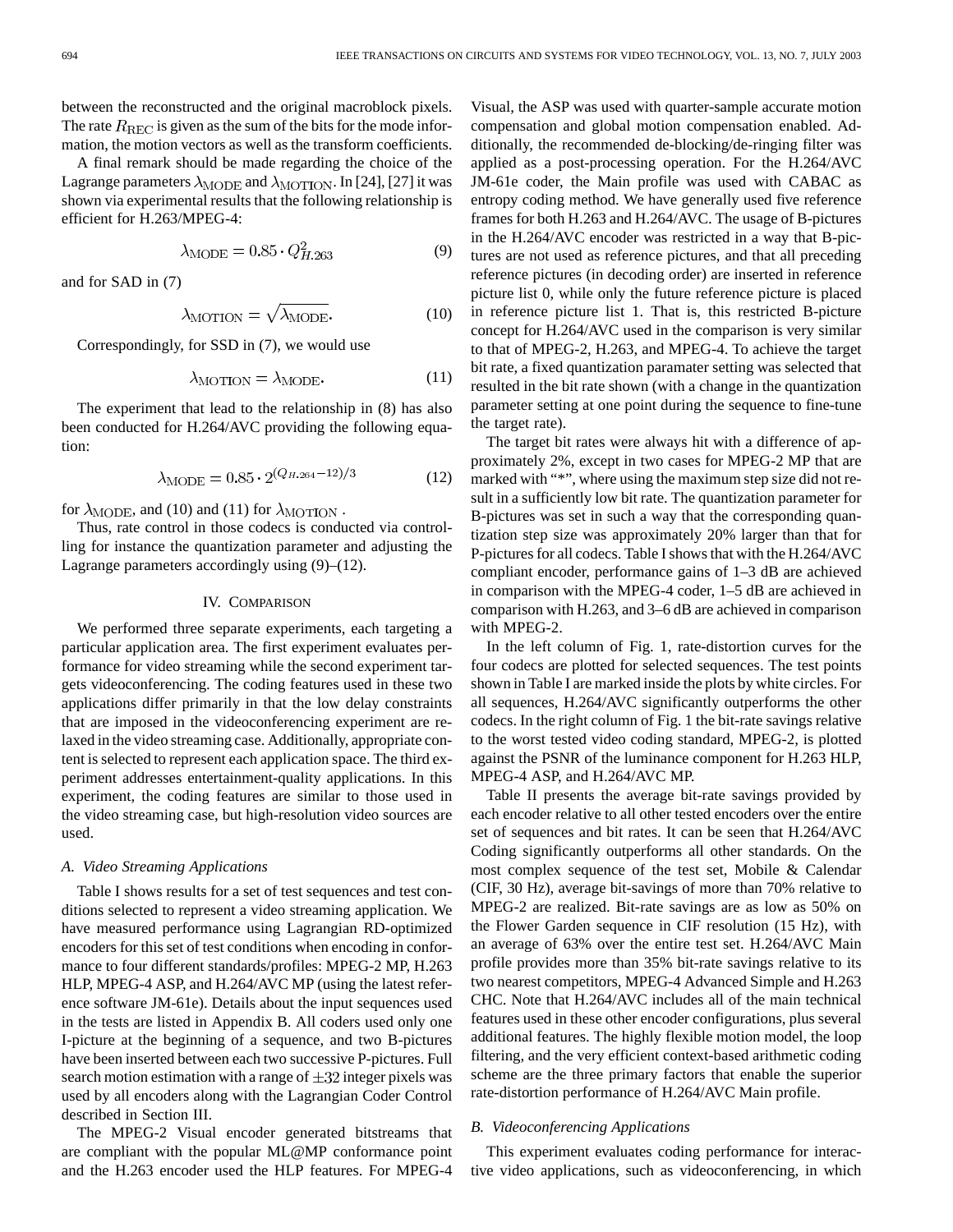between the reconstructed and the original macroblock pixels. The rate $R_{\mathrm{REC}}$ is given as the sum of the bits for the mode information, the motion vectors as well as the transform coefficients.

A final remark should be made regarding the choice of the Lagrange parameters $\lambda_{\mathrm{MODE}}$ and $\lambda_{\mathrm{MOTION}}$. In [24], [27] it was shown via experimental results that the following relationship is efficient for H.263/MPEG-4:

$$\lambda_{\mathrm{MODE}} = 0.85 \cdot Q_{H.263}^2 \tag{9}$$

and for SAD in (7)

$$\lambda_{\mathrm{MOTION}} = \sqrt{\lambda_{\mathrm{MODE}}}. \tag{10}$$

Correspondingly, for SSD in (7), we would use

$$\lambda_{\mathrm{MOTION}} = \lambda_{\mathrm{MODE}}. \tag{11}$$

The experiment that lead to the relationship in (8) has also been conducted for H.264/AVC providing the following equation:

$$\lambda_{\mathrm{MODE}} = 0.85 \cdot 2^{(Q_{H.264}-12)/3} \tag{12}$$

for $\lambda_{\mathrm{MODE}}$, and (10) and (11) for $\lambda_{\mathrm{MOTION}}$.

Thus, rate control in those codecs is conducted via controlling for instance the quantization parameter and adjusting the Lagrange parameters accordingly using (9)–(12).

## IV. Comparison

We performed three separate experiments, each targeting a particular application area. The first experiment evaluates performance for video streaming while the second experiment targets videoconferencing. The coding features used in these two applications differ primarily in that the low delay constraints that are imposed in the videoconferencing experiment are relaxed in the video streaming case. Additionally, appropriate content is selected to represent each application space. The third experiment addresses entertainment-quality applications. In this experiment, the coding features are similar to those used in the video streaming case, but high-resolution video sources are used.

### *A. Video Streaming Applications*

Table I shows results for a set of test sequences and test conditions selected to represent a video streaming application. We have measured performance using Lagrangian RD-optimized encoders for this set of test conditions when encoding in conformance to four different standards/profiles: MPEG-2 MP, H.263 HLP, MPEG-4 ASP, and H.264/AVC MP (using the latest reference software JM-61e). Details about the input sequences used in the tests are listed in Appendix B. All coders used only one I-picture at the beginning of a sequence, and two B-pictures have been inserted between each two successive P-pictures. Full search motion estimation with a range of $\pm 32$ integer pixels was used by all encoders along with the Lagrangian Coder Control described in Section III.

The MPEG-2 Visual encoder generated bitstreams that are compliant with the popular ML@MP conformance point and the H.263 encoder used the HLP features. For MPEG-4 Visual, the ASP was used with quarter-sample accurate motion compensation and global motion compensation enabled. Additionally, the recommended de-blocking/de-ringing filter was applied as a post-processing operation. For the H.264/AVC JM-61e coder, the Main profile was used with CABAC as entropy coding method. We have generally used five reference frames for both H.263 and H.264/AVC. The usage of B-pictures in the H.264/AVC encoder was restricted in a way that B-pictures are not used as reference pictures, and that all preceding reference pictures (in decoding order) are inserted in reference picture list 0, while only the future reference picture is placed in reference picture list 1. That is, this restricted B-picture concept for H.264/AVC used in the comparison is very similar to that of MPEG-2, H.263, and MPEG-4. To achieve the target bit rate, a fixed quantization paramater setting was selected that resulted in the bit rate shown (with a change in the quantization parameter setting at one point during the sequence to fine-tune the target rate).

The target bit rates were always hit with a difference of approximately 2%, except in two cases for MPEG-2 MP that are marked with "*", where using the maximum step size did not result in a sufficiently low bit rate. The quantization parameter for B-pictures was set in such a way that the corresponding quantization step size was approximately 20% larger than that for P-pictures for all codecs. Table I shows that with the H.264/AVC compliant encoder, performance gains of 1–3 dB are achieved in comparison with the MPEG-4 coder, 1–5 dB are achieved in comparison with H.263, and 3–6 dB are achieved in comparison with MPEG-2.

In the left column of Fig. 1, rate-distortion curves for the four codecs are plotted for selected sequences. The test points shown in Table I are marked inside the plots by white circles. For all sequences, H.264/AVC significantly outperforms the other codecs. In the right column of Fig. 1 the bit-rate savings relative to the worst tested video coding standard, MPEG-2, is plotted against the PSNR of the luminance component for H.263 HLP, MPEG-4 ASP, and H.264/AVC MP.

Table II presents the average bit-rate savings provided by each encoder relative to all other tested encoders over the entire set of sequences and bit rates. It can be seen that H.264/AVC Coding significantly outperforms all other standards. On the most complex sequence of the test set, Mobile & Calendar (CIF, 30 Hz), average bit-savings of more than 70% relative to MPEG-2 are realized. Bit-rate savings are as low as 50% on the Flower Garden sequence in CIF resolution (15 Hz), with an average of 63% over the entire test set. H.264/AVC Main profile provides more than 35% bit-rate savings relative to its two nearest competitors, MPEG-4 Advanced Simple and H.263 CHC. Note that H.264/AVC includes all of the main technical features used in these other encoder configurations, plus several additional features. The highly flexible motion model, the loop filtering, and the very efficient context-based arithmetic coding scheme are the three primary factors that enable the superior rate-distortion performance of H.264/AVC Main profile.

### *B. Videoconferencing Applications*

This experiment evaluates coding performance for interactive video applications, such as videoconferencing, in which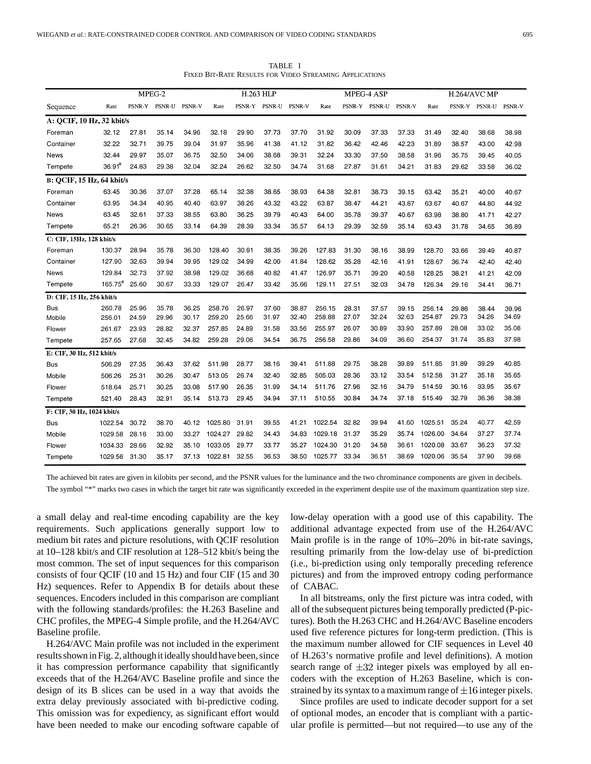TABLE I
FIXED BIT-RATE RESULTS FOR VIDEO STREAMING APPLICATIONS

| Sequence | MPEG-2 | | | | H.263 HLP | | | | MPEG-4 ASP | | | | H.264/AVC MP | | | |
|---|---|---|---|---|---|---|---|---|---|---|---|---|---|---|---|---|
| | Rate | PSNR-Y | PSNR-U | PSNR-V | Rate | PSNR-Y | PSNR-U | PSNR-V | Rate | PSNR-Y | PSNR-U | PSNR-V | Rate | PSNR-Y | PSNR-U | PSNR-V |
| **A: QCIF, 10 Hz, 32 kbit/s** | | | | | | | | | | | | | | | | |
| Foreman | 32.12 | 27.81 | 35.14 | 34.96 | 32.18 | 29.90 | 37.73 | 37.70 | 31.92 | 30.09 | 37.33 | 37.33 | 31.49 | 32.40 | 38.68 | 38.98 |
| Container | 32.22 | 32.71 | 39.75 | 39.04 | 31.97 | 35.96 | 41.38 | 41.12 | 31.82 | 36.42 | 42.46 | 42.23 | 31.89 | 38.57 | 43.00 | 42.98 |
| News | 32.44 | 29.97 | 35.07 | 36.75 | 32.50 | 34.06 | 38.68 | 39.31 | 32.24 | 33.30 | 37.50 | 38.58 | 31.96 | 35.75 | 39.45 | 40.05 |
| Tempete | 36.91* | 24.83 | 29.38 | 32.04 | 32.24 | 26.62 | 32.50 | 34.74 | 31.68 | 27.87 | 31.61 | 34.21 | 31.83 | 29.62 | 33.58 | 36.02 |
| **B: QCIF, 15 Hz, 64 kbit/s** | | | | | | | | | | | | | | | | |
| Foreman | 63.45 | 30.36 | 37.07 | 37.28 | 65.14 | 32.38 | 38.65 | 38.93 | 64.38 | 32.81 | 38.73 | 39.15 | 63.42 | 35.21 | 40.00 | 40.67 |
| Container | 63.95 | 34.34 | 40.95 | 40.40 | 63.97 | 38.26 | 43.32 | 43.22 | 63.87 | 38.47 | 44.21 | 43.87 | 63.67 | 40.67 | 44.80 | 44.92 |
| News | 63.45 | 32.61 | 37.33 | 38.55 | 63.80 | 36.25 | 39.79 | 40.43 | 64.00 | 35.78 | 39.37 | 40.67 | 63.98 | 38.80 | 41.71 | 42.27 |
| Tempete | 65.21 | 26.36 | 30.65 | 33.14 | 64.39 | 28.39 | 33.34 | 35.57 | 64.13 | 29.39 | 32.59 | 35.14 | 63.43 | 31.78 | 34.65 | 36.89 |
| **C: CIF, 15Hz, 128 kbit/s** | | | | | | | | | | | | | | | | |
| Foreman | 130.37 | 28.94 | 35.78 | 36.30 | 128.40 | 30.91 | 38.35 | 39.26 | 127.83 | 31.30 | 38.16 | 38.99 | 128.70 | 33.66 | 39.49 | 40.87 |
| Container | 127.90 | 32.63 | 39.94 | 39.95 | 129.02 | 34.99 | 42.00 | 41.84 | 128.62 | 35.28 | 42.16 | 41.91 | 128.67 | 36.74 | 42.40 | 42.40 |
| News | 129.84 | 32.73 | 37.92 | 38.98 | 129.02 | 36.68 | 40.82 | 41.47 | 126.97 | 35.71 | 39.20 | 40.58 | 128.25 | 38.21 | 41.21 | 42.09 |
| Tempete | 165.75* | 25.60 | 30.67 | 33.33 | 129.07 | 26.47 | 33.42 | 35.66 | 129.11 | 27.51 | 32.03 | 34.78 | 126.34 | 29.16 | 34.41 | 36.71 |
| **D: CIF, 15 Hz, 256 kbit/s** | | | | | | | | | | | | | | | | |
| Bus | 260.78 | 25.96 | 35.78 | 36.25 | 258.76 | 26.97 | 37.60 | 38.87 | 256.15 | 28.31 | 37.57 | 39.15 | 256.14 | 29.86 | 38.44 | 39.96 |
| Mobile | 256.01 | 24.59 | 29.96 | 30.17 | 259.20 | 25.66 | 31.97 | 32.40 | 258.88 | 27.07 | 32.24 | 32.63 | 254.87 | 29.73 | 34.26 | 34.69 |
| Flower | 261.67 | 23.93 | 28.82 | 32.37 | 257.85 | 24.89 | 31.58 | 33.56 | 255.97 | 26.07 | 30.89 | 33.90 | 257.89 | 28.08 | 33.02 | 35.08 |
| Tempete | 257.65 | 27.68 | 32.45 | 34.82 | 259.28 | 29.06 | 34.54 | 36.75 | 256.58 | 29.86 | 34.09 | 36.60 | 254.37 | 31.74 | 35.83 | 37.98 |
| **E: CIF, 30 Hz, 512 kbit/s** | | | | | | | | | | | | | | | | |
| Bus | 506.29 | 27.35 | 36.43 | 37.62 | 511.98 | 28.77 | 38.16 | 39.41 | 511.88 | 29.75 | 38.28 | 39.89 | 511.85 | 31.89 | 39.29 | 40.85 |
| Mobile | 506.26 | 25.31 | 30.26 | 30.47 | 513.05 | 26.74 | 32.40 | 32.85 | 505.03 | 28.36 | 33.12 | 33.54 | 512.58 | 31.27 | 35.18 | 35.65 |
| Flower | 518.64 | 25.71 | 30.25 | 33.08 | 517.90 | 26.35 | 31.99 | 34.14 | 511.76 | 27.96 | 32.16 | 34.79 | 514.59 | 30.16 | 33.95 | 35.67 |
| Tempete | 521.40 | 28.43 | 32.91 | 35.14 | 513.73 | 29.45 | 34.94 | 37.11 | 510.55 | 30.84 | 34.74 | 37.18 | 515.49 | 32.79 | 36.36 | 38.38 |
| **F: CIF, 30 Hz, 1024 kbit/s** | | | | | | | | | | | | | | | | |
| Bus | 1022.54 | 30.72 | 38.70 | 40.12 | 1025.80 | 31.91 | 39.55 | 41.21 | 1022.54 | 32.82 | 39.94 | 41.60 | 1025.51 | 35.24 | 40.77 | 42.59 |
| Mobile | 1029.58 | 28.16 | 33.00 | 33.27 | 1024.27 | 29.82 | 34.43 | 34.83 | 1029.18 | 31.37 | 35.29 | 35.74 | 1026.00 | 34.64 | 37.27 | 37.74 |
| Flower | 1034.33 | 28.66 | 32.92 | 35.10 | 1033.05 | 29.77 | 33.77 | 35.27 | 1024.30 | 31.20 | 34.58 | 36.61 | 1020.08 | 33.67 | 36.23 | 37.32 |
| Tempete | 1029.56 | 31.30 | 35.17 | 37.13 | 1022.81 | 32.55 | 36.53 | 38.50 | 1025.77 | 33.34 | 36.51 | 38.69 | 1020.06 | 35.54 | 37.90 | 39.68 |

The achieved bit rates are given in kilobits per second, and the PSNR values for the luminance and the two chrominance components are given in decibels. The symbol "*" marks two cases in which the target bit rate was significantly exceeded in the experiment despite use of the maximum quantization step size.

a small delay and real-time encoding capability are the key requirements. Such applications generally support low to medium bit rates and picture resolutions, with QCIF resolution at 10–128 kbit/s and CIF resolution at 128–512 kbit/s being the most common. The set of input sequences for this comparison consists of four QCIF (10 and 15 Hz) and four CIF (15 and 30 Hz) sequences. Refer to Appendix B for details about these sequences. Encoders included in this comparison are compliant with the following standards/profiles: the H.263 Baseline and CHC profiles, the MPEG-4 Simple profile, and the H.264/AVC Baseline profile.

H.264/AVC Main profile was not included in the experiment results shown in Fig. 2, although it ideally should have been, since it has compression performance capability that significantly exceeds that of the H.264/AVC Baseline profile and since the design of its B slices can be used in a way that avoids the extra delay previously associated with bi-predictive coding. This omission was for expediency, as significant effort would have been needed to make our encoding software capable of low-delay operation with a good use of this capability. The additional advantage expected from use of the H.264/AVC Main profile is in the range of 10%–20% in bit-rate savings, resulting primarily from the low-delay use of bi-prediction (i.e., bi-prediction using only temporally preceding reference pictures) and from the improved entropy coding performance of CABAC.

In all bitstreams, only the first picture was intra coded, with all of the subsequent pictures being temporally predicted (P-pictures). Both the H.263 CHC and H.264/AVC Baseline encoders used five reference pictures for long-term prediction. (This is the maximum number allowed for CIF sequences in Level 40 of H.263's normative profile and level definitions). A motion search range of $\pm 32$ integer pixels was employed by all encoders with the exception of H.263 Baseline, which is constrained by its syntax to a maximum range of $\pm 16$ integer pixels.

Since profiles are used to indicate decoder support for a set of optional modes, an encoder that is compliant with a particular profile is permitted—but not required—to use any of the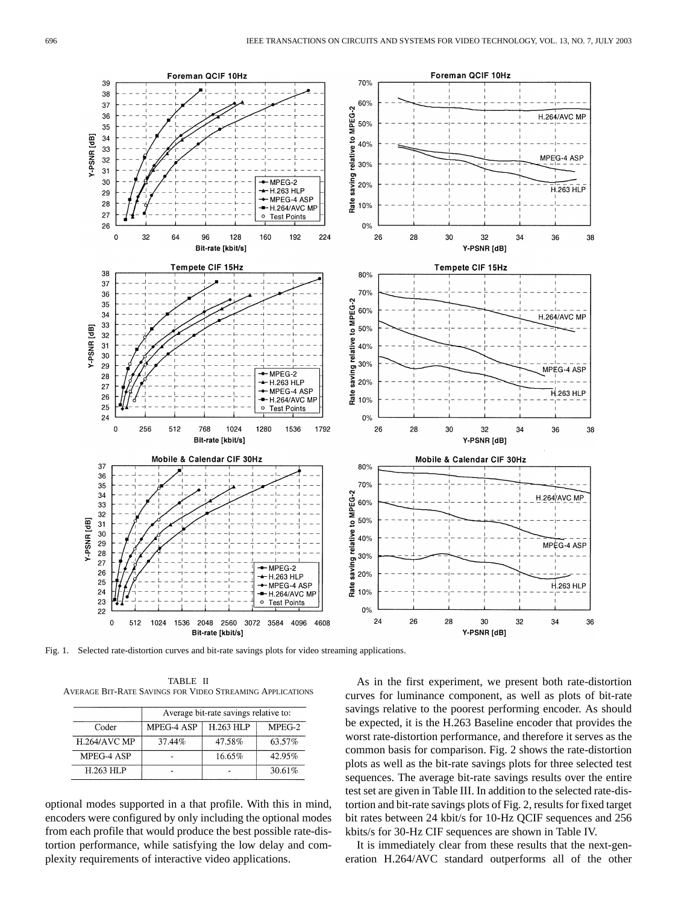Fig. 1. Selected rate-distortion curves and bit-rate savings plots for video streaming applications.

TABLE II
AVERAGE BIT-RATE SAVINGS FOR VIDEO STREAMING APPLICATIONS

| Coder | Average bit-rate savings relative to: | | |
|---|---|---|---|
| | MPEG-4 ASP | H.263 HLP | MPEG-2 |
| H.264/AVC MP | 37.44% | 47.58% | 63.57% |
| MPEG-4 ASP | - | 16.65% | 42.95% |
| H.263 HLP | - | - | 30.61% |

optional modes supported in a that profile. With this in mind, encoders were configured by only including the optional modes from each profile that would produce the best possible rate-distortion performance, while satisfying the low delay and complexity requirements of interactive video applications.

As in the first experiment, we present both rate-distortion curves for luminance component, as well as plots of bit-rate savings relative to the poorest performing encoder. As should be expected, it is the H.263 Baseline encoder that provides the worst rate-distortion performance, and therefore it serves as the common basis for comparison. Fig. 2 shows the rate-distortion plots as well as the bit-rate savings plots for three selected test sequences. The average bit-rate savings results over the entire test set are given in Table III. In addition to the selected rate-distortion and bit-rate savings plots of Fig. 2, results for fixed target bit rates between 24 kbit/s for 10-Hz QCIF sequences and 256 kbits/s for 30-Hz CIF sequences are shown in Table IV.

It is immediately clear from these results that the next-generation H.264/AVC standard outperforms all of the other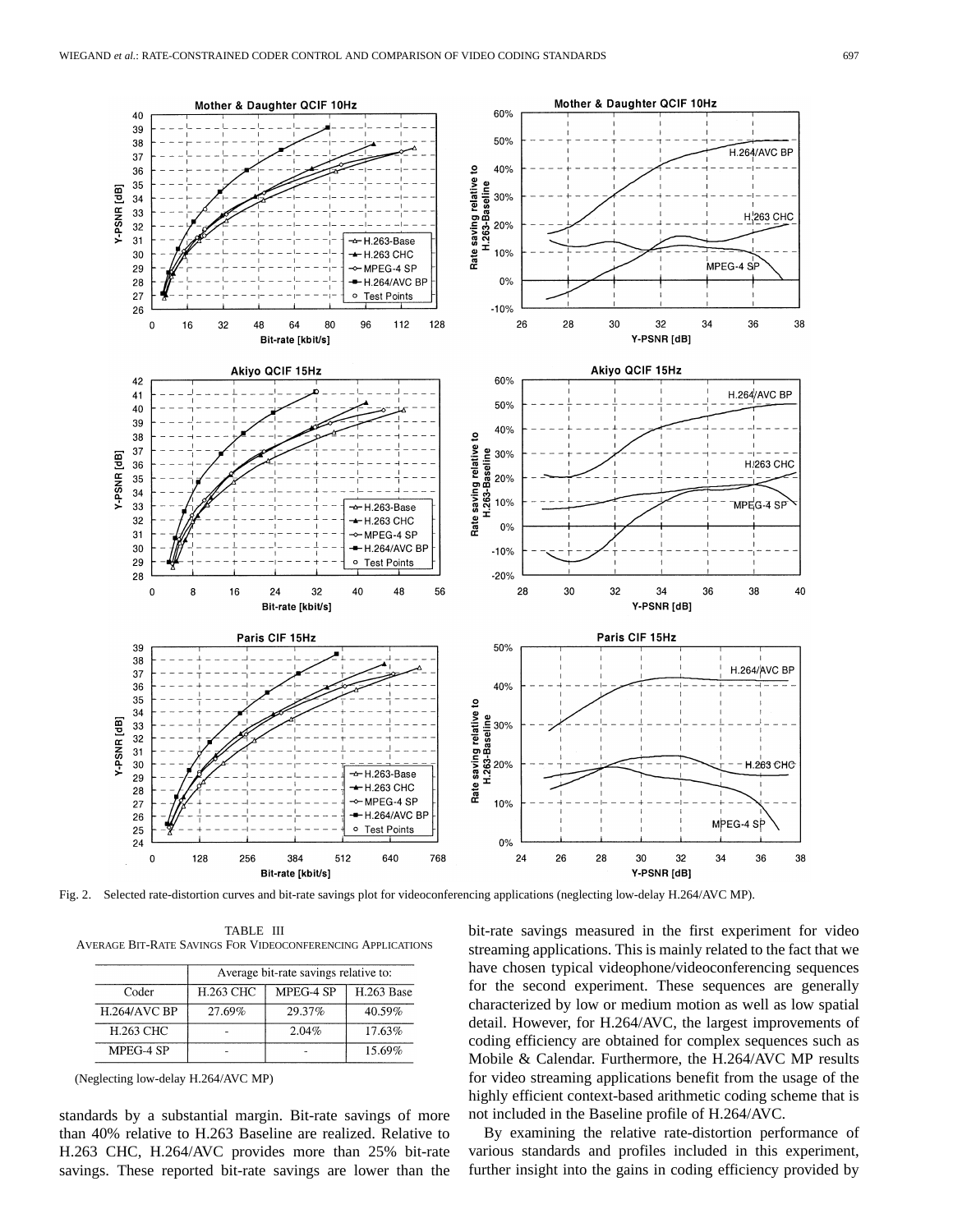Fig. 2. Selected rate-distortion curves and bit-rate savings plot for videoconferencing applications (neglecting low-delay H.264/AVC MP).

TABLE III
AVERAGE BIT-RATE SAVINGS FOR VIDEOCONFERENCING APPLICATIONS

| | Average bit-rate savings relative to: | | |
|---|---|---|---|
| Coder | H.263 CHC | MPEG-4 SP | H.263 Base |
| H.264/AVC BP | 27.69% | 29.37% | 40.59% |
| H.263 CHC | - | 2.04% | 17.63% |
| MPEG-4 SP | - | - | 15.69% |

(Neglecting low-delay H.264/AVC MP)

standards by a substantial margin. Bit-rate savings of more than 40% relative to H.263 Baseline are realized. Relative to H.263 CHC, H.264/AVC provides more than 25% bit-rate savings. These reported bit-rate savings are lower than the bit-rate savings measured in the first experiment for video streaming applications. This is mainly related to the fact that we have chosen typical videophone/videoconferencing sequences for the second experiment. These sequences are generally characterized by low or medium motion as well as low spatial detail. However, for H.264/AVC, the largest improvements of coding efficiency are obtained for complex sequences such as Mobile & Calendar. Furthermore, the H.264/AVC MP results for video streaming applications benefit from the usage of the highly efficient context-based arithmetic coding scheme that is not included in the Baseline profile of H.264/AVC.

By examining the relative rate-distortion performance of various standards and profiles included in this experiment, further insight into the gains in coding efficiency provided by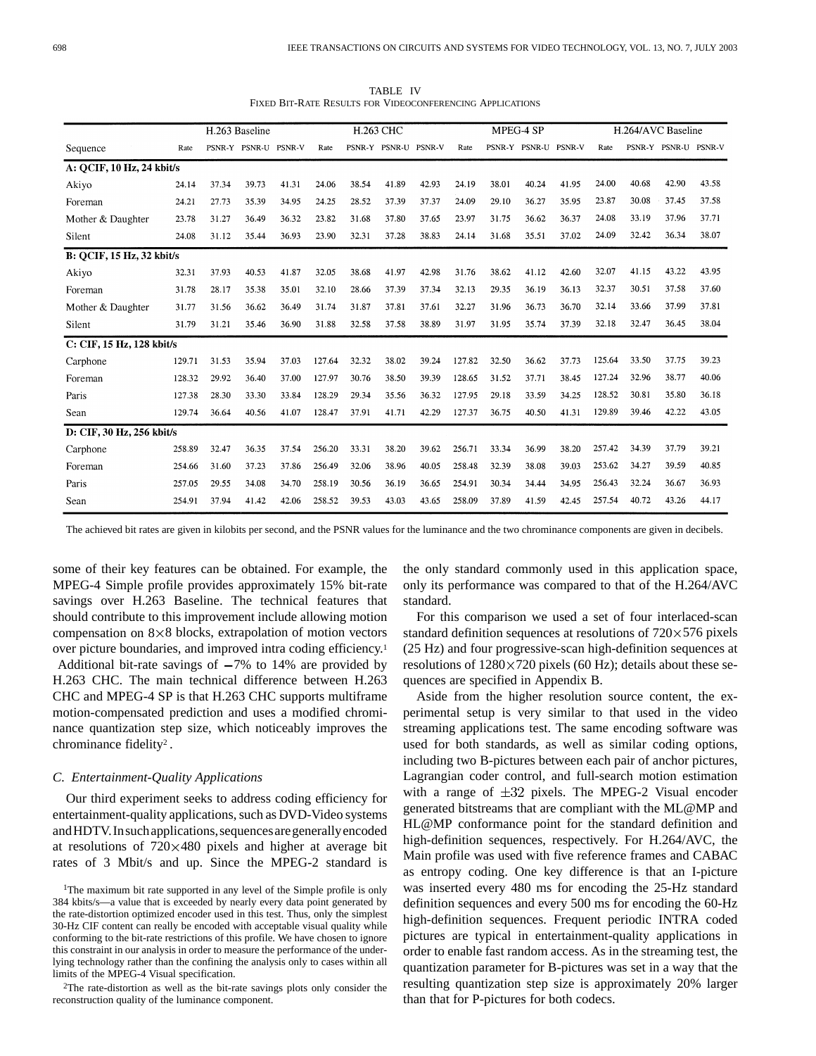TABLE IV
FIXED BIT-RATE RESULTS FOR VIDEOCONFERENCING APPLICATIONS

| Sequence | H.263 Baseline | | | | H.263 CHC | | | | MPEG-4 SP | | | | H.264/AVC Baseline | | | |
|---|---|---|---|---|---|---|---|---|---|---|---|---|---|---|---|---|
| | Rate | PSNR-Y | PSNR-U | PSNR-V | Rate | PSNR-Y | PSNR-U | PSNR-V | Rate | PSNR-Y | PSNR-U | PSNR-V | Rate | PSNR-Y | PSNR-U | PSNR-V |
| **A: QCIF, 10 Hz, 24 kbit/s** | | | | | | | | | | | | | | | | |
| Akiyo | 24.14 | 37.34 | 39.73 | 41.31 | 24.06 | 38.54 | 41.89 | 42.93 | 24.19 | 38.01 | 40.24 | 41.95 | 24.00 | 40.68 | 42.90 | 43.58 |
| Foreman | 24.21 | 27.73 | 35.39 | 34.95 | 24.25 | 28.52 | 37.39 | 37.37 | 24.09 | 29.10 | 36.27 | 35.95 | 23.87 | 30.08 | 37.45 | 37.58 |
| Mother & Daughter | 23.78 | 31.27 | 36.49 | 36.32 | 23.82 | 31.68 | 37.80 | 37.65 | 23.97 | 31.75 | 36.62 | 36.37 | 24.08 | 33.19 | 37.96 | 37.71 |
| Silent | 24.08 | 31.12 | 35.44 | 36.93 | 23.90 | 32.31 | 37.28 | 38.83 | 24.14 | 31.68 | 35.51 | 37.02 | 24.09 | 32.42 | 36.34 | 38.07 |
| **B: QCIF, 15 Hz, 32 kbit/s** | | | | | | | | | | | | | | | | |
| Akiyo | 32.31 | 37.93 | 40.53 | 41.87 | 32.05 | 38.68 | 41.97 | 42.98 | 31.76 | 38.62 | 41.12 | 42.60 | 32.07 | 41.15 | 43.22 | 43.95 |
| Foreman | 31.78 | 28.17 | 35.38 | 35.01 | 32.10 | 28.66 | 37.39 | 37.34 | 32.13 | 29.35 | 36.19 | 36.13 | 32.37 | 30.51 | 37.58 | 37.60 |
| Mother & Daughter | 31.77 | 31.56 | 36.62 | 36.49 | 31.74 | 31.87 | 37.81 | 37.61 | 32.27 | 31.96 | 36.73 | 36.70 | 32.14 | 33.66 | 37.99 | 37.81 |
| Silent | 31.79 | 31.21 | 35.46 | 36.90 | 31.88 | 32.58 | 37.58 | 38.89 | 31.97 | 31.95 | 35.74 | 37.39 | 32.18 | 32.47 | 36.45 | 38.04 |
| **C: CIF, 15 Hz, 128 kbit/s** | | | | | | | | | | | | | | | | |
| Carphone | 129.71 | 31.53 | 35.94 | 37.03 | 127.64 | 32.32 | 38.02 | 39.24 | 127.82 | 32.50 | 36.62 | 37.73 | 125.64 | 33.50 | 37.75 | 39.23 |
| Foreman | 128.32 | 29.92 | 36.40 | 37.00 | 127.97 | 30.76 | 38.50 | 39.39 | 128.65 | 31.52 | 37.71 | 38.45 | 127.24 | 32.96 | 38.77 | 40.06 |
| Paris | 127.38 | 28.30 | 33.30 | 33.84 | 128.29 | 29.34 | 35.56 | 36.32 | 127.95 | 29.18 | 33.59 | 34.25 | 128.52 | 30.81 | 35.80 | 36.18 |
| Sean | 129.74 | 36.64 | 40.56 | 41.07 | 128.47 | 37.91 | 41.71 | 42.29 | 127.37 | 36.75 | 40.50 | 41.31 | 129.89 | 39.46 | 42.22 | 43.05 |
| **D: CIF, 30 Hz, 256 kbit/s** | | | | | | | | | | | | | | | | |
| Carphone | 258.89 | 32.47 | 36.35 | 37.54 | 256.20 | 33.31 | 38.20 | 39.62 | 256.71 | 33.34 | 36.99 | 38.20 | 257.42 | 34.39 | 37.79 | 39.21 |
| Foreman | 254.66 | 31.60 | 37.23 | 37.86 | 256.49 | 32.06 | 38.96 | 40.05 | 258.48 | 32.39 | 38.08 | 39.03 | 253.62 | 34.27 | 39.59 | 40.85 |
| Paris | 257.05 | 29.55 | 34.08 | 34.70 | 258.19 | 30.56 | 36.19 | 36.65 | 254.91 | 30.34 | 34.44 | 34.95 | 256.43 | 32.24 | 36.67 | 36.93 |
| Sean | 254.91 | 37.94 | 41.42 | 42.06 | 258.52 | 39.53 | 43.03 | 43.65 | 258.09 | 37.89 | 41.59 | 42.45 | 257.54 | 40.72 | 43.26 | 44.17 |

The achieved bit rates are given in kilobits per second, and the PSNR values for the luminance and the two chrominance components are given in decibels.

some of their key features can be obtained. For example, the MPEG-4 Simple profile provides approximately 15% bit-rate savings over H.263 Baseline. The technical features that should contribute to this improvement include allowing motion compensation on $8\times8$ blocks, extrapolation of motion vectors over picture boundaries, and improved intra coding efficiency.[1] Additional bit-rate savings of $-7$% to 14% are provided by H.263 CHC. The main technical difference between H.263 CHC and MPEG-4 SP is that H.263 CHC supports multiframe motion-compensated prediction and uses a modified chrominance quantization step size, which noticeably improves the chrominance fidelity[2].

### C. Entertainment-Quality Applications

Our third experiment seeks to address coding efficiency for entertainment-quality applications, such as DVD-Video systems and HDTV. In such applications, sequences are generally encoded at resolutions of $720\times480$ pixels and higher at average bit rates of 3 Mbit/s and up. Since the MPEG-2 standard is the only standard commonly used in this application space, only its performance was compared to that of the H.264/AVC standard.

For this comparison we used a set of four interlaced-scan standard definition sequences at resolutions of $720\times576$ pixels (25 Hz) and four progressive-scan high-definition sequences at resolutions of $1280\times720$ pixels (60 Hz); details about these sequences are specified in Appendix B.

Aside from the higher resolution source content, the experimental setup is very similar to that used in the video streaming applications test. The same encoding software was used for both standards, as well as similar coding options, including two B-pictures between each pair of anchor pictures, Lagrangian coder control, and full-search motion estimation with a range of $\pm32$ pixels. The MPEG-2 Visual encoder generated bitstreams that are compliant with the ML@MP and HL@MP conformance point for the standard definition and high-definition sequences, respectively. For H.264/AVC, the Main profile was used with five reference frames and CABAC as entropy coding. One key difference is that an I-picture was inserted every 480 ms for encoding the 25-Hz standard definition sequences and every 500 ms for encoding the 60-Hz high-definition sequences. Frequent periodic INTRA coded pictures are typical in entertainment-quality applications in order to enable fast random access. As in the streaming test, the quantization parameter for B-pictures was set in a way that the resulting quantization step size is approximately 20% larger than that for P-pictures for both codecs.

[1] The maximum bit rate supported in any level of the Simple profile is only 384 kbits/s—a value that is exceeded by nearly every data point generated by the rate-distortion optimized encoder used in this test. Thus, only the simplest 30-Hz CIF content can really be encoded with acceptable visual quality while conforming to the bit-rate restrictions of this profile. We have chosen to ignore this constraint in our analysis in order to measure the performance of the underlying technology rather than the confining the analysis only to cases within all limits of the MPEG-4 Visual specification.

[2] The rate-distortion as well as the bit-rate savings plots only consider the reconstruction quality of the luminance component.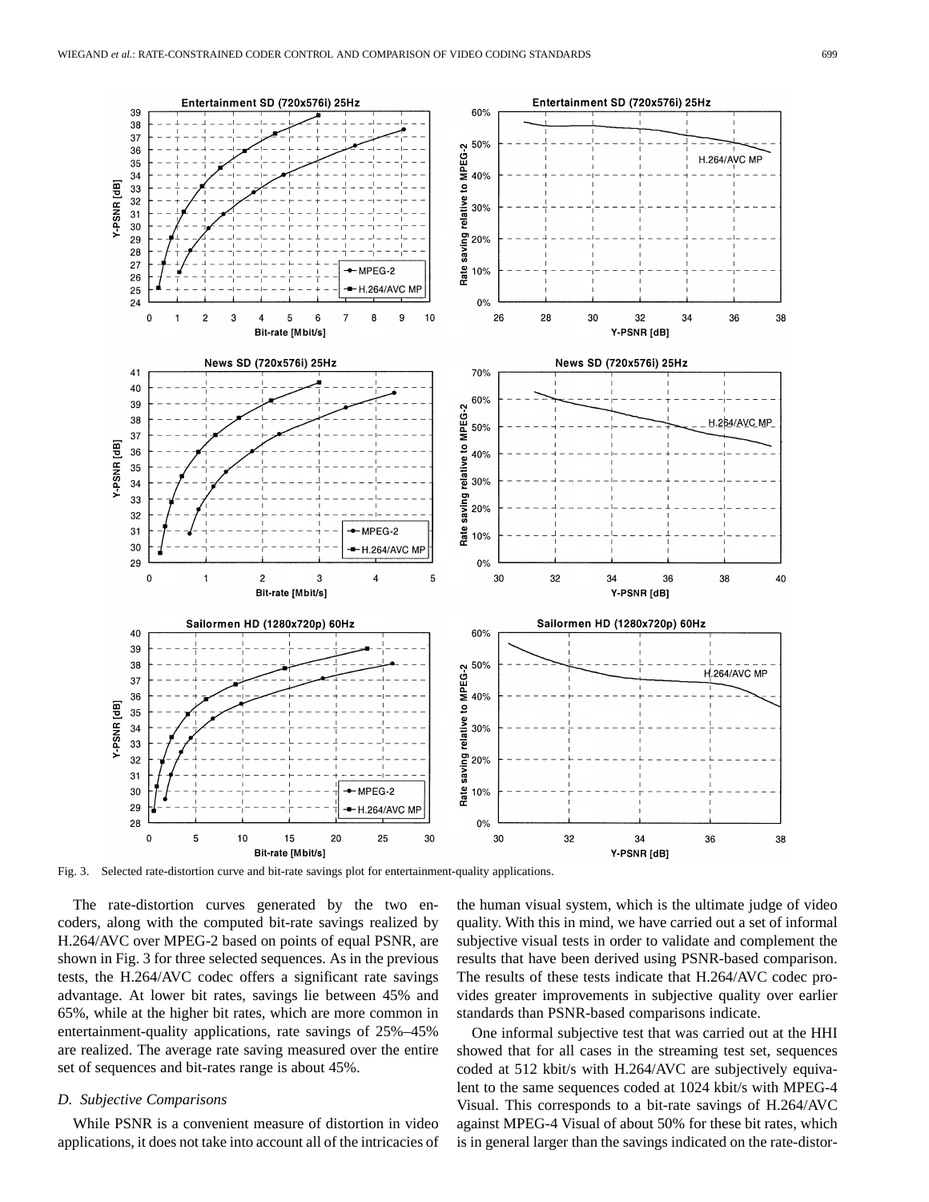Fig. 3. Selected rate-distortion curve and bit-rate savings plot for entertainment-quality applications.

The rate-distortion curves generated by the two encoders, along with the computed bit-rate savings realized by H.264/AVC over MPEG-2 based on points of equal PSNR, are shown in Fig. 3 for three selected sequences. As in the previous tests, the H.264/AVC codec offers a significant rate savings advantage. At lower bit rates, savings lie between 45% and 65%, while at the higher bit rates, which are more common in entertainment-quality applications, rate savings of 25%–45% are realized. The average rate saving measured over the entire set of sequences and bit-rates range is about 45%.

### *D. Subjective Comparisons*

While PSNR is a convenient measure of distortion in video applications, it does not take into account all of the intricacies of the human visual system, which is the ultimate judge of video quality. With this in mind, we have carried out a set of informal subjective visual tests in order to validate and complement the results that have been derived using PSNR-based comparison. The results of these tests indicate that H.264/AVC codec provides greater improvements in subjective quality over earlier standards than PSNR-based comparisons indicate.

One informal subjective test that was carried out at the HHI showed that for all cases in the streaming test set, sequences coded at 512 kbit/s with H.264/AVC are subjectively equivalent to the same sequences coded at 1024 kbit/s with MPEG-4 Visual. This corresponds to a bit-rate savings of H.264/AVC against MPEG-4 Visual of about 50% for these bit rates, which is in general larger than the savings indicated on the rate-distor-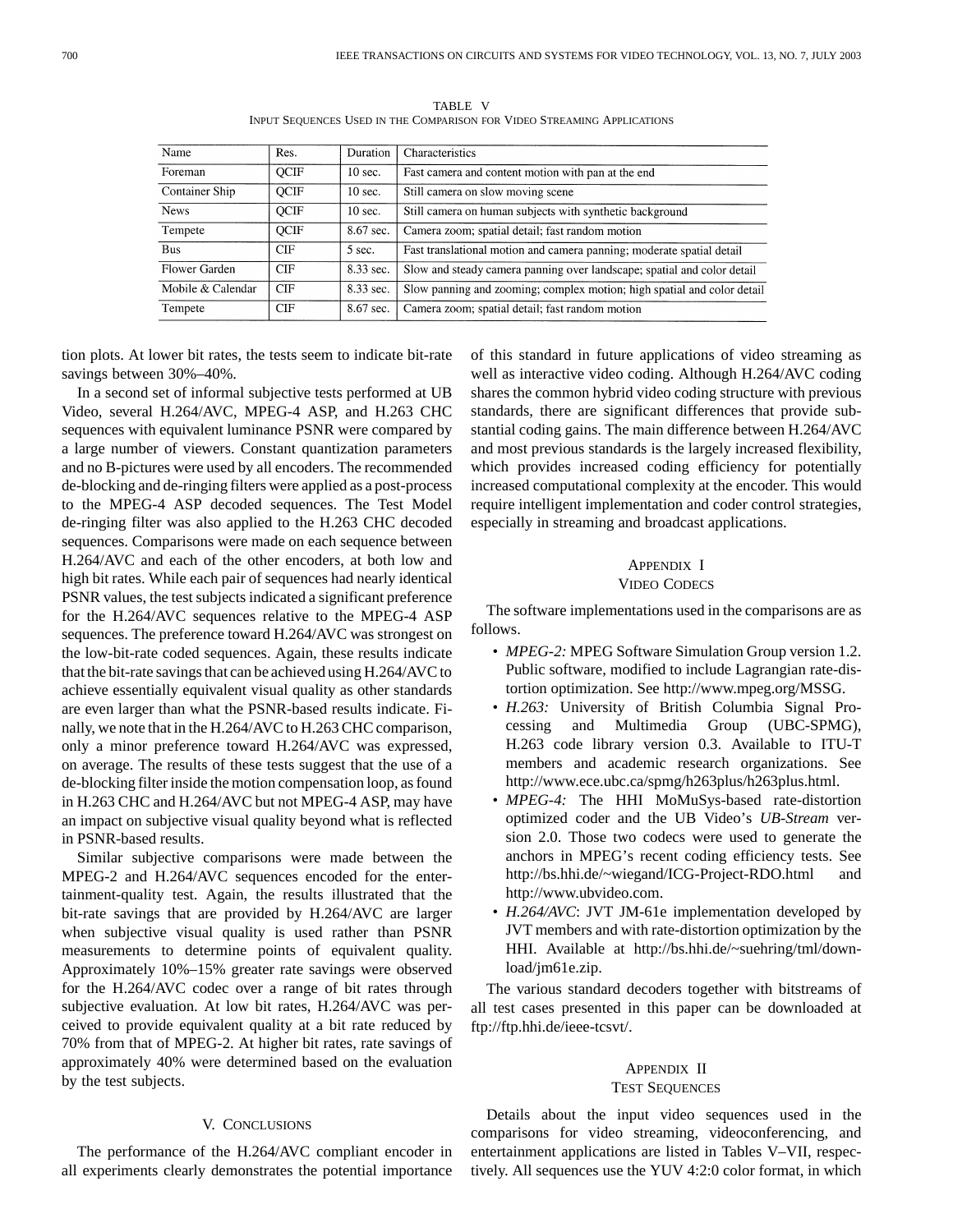TABLE V
INPUT SEQUENCES USED IN THE COMPARISON FOR VIDEO STREAMING APPLICATIONS

| Name | Res. | Duration | Characteristics |
|---|---|---|---|
| Foreman | QCIF | 10 sec. | Fast camera and content motion with pan at the end |
| Container Ship | QCIF | 10 sec. | Still camera on slow moving scene |
| News | QCIF | 10 sec. | Still camera on human subjects with synthetic background |
| Tempete | QCIF | 8.67 sec. | Camera zoom; spatial detail; fast random motion |
| Bus | CIF | 5 sec. | Fast translational motion and camera panning; moderate spatial detail |
| Flower Garden | CIF | 8.33 sec. | Slow and steady camera panning over landscape; spatial and color detail |
| Mobile & Calendar | CIF | 8.33 sec. | Slow panning and zooming; complex motion; high spatial and color detail |
| Tempete | CIF | 8.67 sec. | Camera zoom; spatial detail; fast random motion |

tion plots. At lower bit rates, the tests seem to indicate bit-rate savings between 30%–40%.

In a second set of informal subjective tests performed at UB Video, several H.264/AVC, MPEG-4 ASP, and H.263 CHC sequences with equivalent luminance PSNR were compared by a large number of viewers. Constant quantization parameters and no B-pictures were used by all encoders. The recommended de-blocking and de-ringing filters were applied as a post-process to the MPEG-4 ASP decoded sequences. The Test Model de-ringing filter was also applied to the H.263 CHC decoded sequences. Comparisons were made on each sequence between H.264/AVC and each of the other encoders, at both low and high bit rates. While each pair of sequences had nearly identical PSNR values, the test subjects indicated a significant preference for the H.264/AVC sequences relative to the MPEG-4 ASP sequences. The preference toward H.264/AVC was strongest on the low-bit-rate coded sequences. Again, these results indicate that the bit-rate savings that can be achieved using H.264/AVC to achieve essentially equivalent visual quality as other standards are even larger than what the PSNR-based results indicate. Finally, we note that in the H.264/AVC to H.263 CHC comparison, only a minor preference toward H.264/AVC was expressed, on average. The results of these tests suggest that the use of a de-blocking filter inside the motion compensation loop, as found in H.263 CHC and H.264/AVC but not MPEG-4 ASP, may have an impact on subjective visual quality beyond what is reflected in PSNR-based results.

Similar subjective comparisons were made between the MPEG-2 and H.264/AVC sequences encoded for the entertainment-quality test. Again, the results illustrated that the bit-rate savings that are provided by H.264/AVC are larger when subjective visual quality is used rather than PSNR measurements to determine points of equivalent quality. Approximately 10%–15% greater rate savings were observed for the H.264/AVC codec over a range of bit rates through subjective evaluation. At low bit rates, H.264/AVC was perceived to provide equivalent quality at a bit rate reduced by 70% from that of MPEG-2. At higher bit rates, rate savings of approximately 40% were determined based on the evaluation by the test subjects.

## V. CONCLUSIONS

The performance of the H.264/AVC compliant encoder in all experiments clearly demonstrates the potential importance of this standard in future applications of video streaming as well as interactive video coding. Although H.264/AVC coding shares the common hybrid video coding structure with previous standards, there are significant differences that provide substantial coding gains. The main difference between H.264/AVC and most previous standards is the largely increased flexibility, which provides increased coding efficiency for potentially increased computational complexity at the encoder. This would require intelligent implementation and coder control strategies, especially in streaming and broadcast applications.

## APPENDIX I
## VIDEO CODECS

The software implementations used in the comparisons are as follows.

- *MPEG-2:* MPEG Software Simulation Group version 1.2. Public software, modified to include Lagrangian rate-distortion optimization. See http://www.mpeg.org/MSSG.
- *H.263:* University of British Columbia Signal Processing and Multimedia Group (UBC-SPMG), H.263 code library version 0.3. Available to ITU-T members and academic research organizations. See http://www.ece.ubc.ca/spmg/h263plus/h263plus.html.
- *MPEG-4:* The HHI MoMuSys-based rate-distortion optimized coder and the UB Video's *UB-Stream* version 2.0. Those two codecs were used to generate the anchors in MPEG's recent coding efficiency tests. See http://bs.hhi.de/~wiegand/ICG-Project-RDO.html and http://www.ubvideo.com.
- *H.264/AVC*: JVT JM-61e implementation developed by JVT members and with rate-distortion optimization by the HHI. Available at http://bs.hhi.de/~suehring/tml/download/jm61e.zip.

The various standard decoders together with bitstreams of all test cases presented in this paper can be downloaded at ftp://ftp.hhi.de/ieee-tcsvt/.

## APPENDIX II
## TEST SEQUENCES

Details about the input video sequences used in the comparisons for video streaming, videoconferencing, and entertainment applications are listed in Tables V–VII, respectively. All sequences use the YUV 4:2:0 color format, in which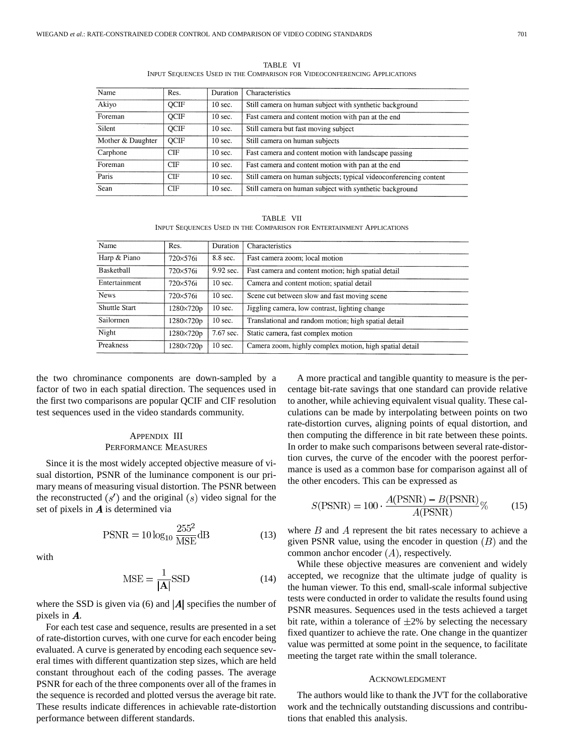TABLE VI
INPUT SEQUENCES USED IN THE COMPARISON FOR VIDEOCONFERENCING APPLICATIONS

| Name | Res. | Duration | Characteristics |
|---|---|---|---|
| Akiyo | QCIF | 10 sec. | Still camera on human subject with synthetic background |
| Foreman | QCIF | 10 sec. | Fast camera and content motion with pan at the end |
| Silent | QCIF | 10 sec. | Still camera but fast moving subject |
| Mother & Daughter | QCIF | 10 sec. | Still camera on human subjects |
| Carphone | CIF | 10 sec. | Fast camera and content motion with landscape passing |
| Foreman | CIF | 10 sec. | Fast camera and content motion with pan at the end |
| Paris | CIF | 10 sec. | Still camera on human subjects; typical videoconferencing content |
| Sean | CIF | 10 sec. | Still camera on human subject with synthetic background |

TABLE VII
INPUT SEQUENCES USED IN THE COMPARISON FOR ENTERTAINMENT APPLICATIONS

| Name | Res. | Duration | Characteristics |
|---|---|---|---|
| Harp & Piano | 720×576i | 8.8 sec. | Fast camera zoom; local motion |
| Basketball | 720×576i | 9.92 sec. | Fast camera and content motion; high spatial detail |
| Entertainment | 720×576i | 10 sec. | Camera and content motion; spatial detail |
| News | 720×576i | 10 sec. | Scene cut between slow and fast moving scene |
| Shuttle Start | 1280×720p | 10 sec. | Jiggling camera, low contrast, lighting change |
| Sailormen | 1280×720p | 10 sec. | Translational and random motion; high spatial detail |
| Night | 1280×720p | 7.67 sec. | Static camera, fast complex motion |
| Preakness | 1280×720p | 10 sec. | Camera zoom, highly complex motion, high spatial detail |

the two chrominance components are down-sampled by a factor of two in each spatial direction. The sequences used in the first two comparisons are popular QCIF and CIF resolution test sequences used in the video standards community.

## APPENDIX III
## PERFORMANCE MEASURES

Since it is the most widely accepted objective measure of visual distortion, PSNR of the luminance component is our primary means of measuring visual distortion. The PSNR between the reconstructed $(s')$ and the original $(s)$ video signal for the set of pixels in $\boldsymbol{A}$ is determined via

$$\text{PSNR} = 10\log_{10}\frac{255^2}{\text{MSE}}\text{dB} \tag{13}$$

with

$$\text{MSE} = \frac{1}{|\mathbf{A}|}\text{SSD} \tag{14}$$

where the SSD is given via (6) and $|\boldsymbol{A}|$ specifies the number of pixels in $\boldsymbol{A}$.

For each test case and sequence, results are presented in a set of rate-distortion curves, with one curve for each encoder being evaluated. A curve is generated by encoding each sequence several times with different quantization step sizes, which are held constant throughout each of the coding passes. The average PSNR for each of the three components over all of the frames in the sequence is recorded and plotted versus the average bit rate. These results indicate differences in achievable rate-distortion performance between different standards.

A more practical and tangible quantity to measure is the percentage bit-rate savings that one standard can provide relative to another, while achieving equivalent visual quality. These calculations can be made by interpolating between points on two rate-distortion curves, aligning points of equal distortion, and then computing the difference in bit rate between these points. In order to make such comparisons between several rate-distortion curves, the curve of the encoder with the poorest performance is used as a common base for comparison against all of the other encoders. This can be expressed as

$$S(\text{PSNR}) = 100 \cdot \frac{A(\text{PSNR}) - B(\text{PSNR})}{A(\text{PSNR})}\% \tag{15}$$

where $B$ and $A$ represent the bit rates necessary to achieve a given PSNR value, using the encoder in question $(B)$ and the common anchor encoder $(A)$, respectively.

While these objective measures are convenient and widely accepted, we recognize that the ultimate judge of quality is the human viewer. To this end, small-scale informal subjective tests were conducted in order to validate the results found using PSNR measures. Sequences used in the tests achieved a target bit rate, within a tolerance of $\pm 2\%$ by selecting the necessary fixed quantizer to achieve the rate. One change in the quantizer value was permitted at some point in the sequence, to facilitate meeting the target rate within the small tolerance.

## ACKNOWLEDGMENT

The authors would like to thank the JVT for the collaborative work and the technically outstanding discussions and contributions that enabled this analysis.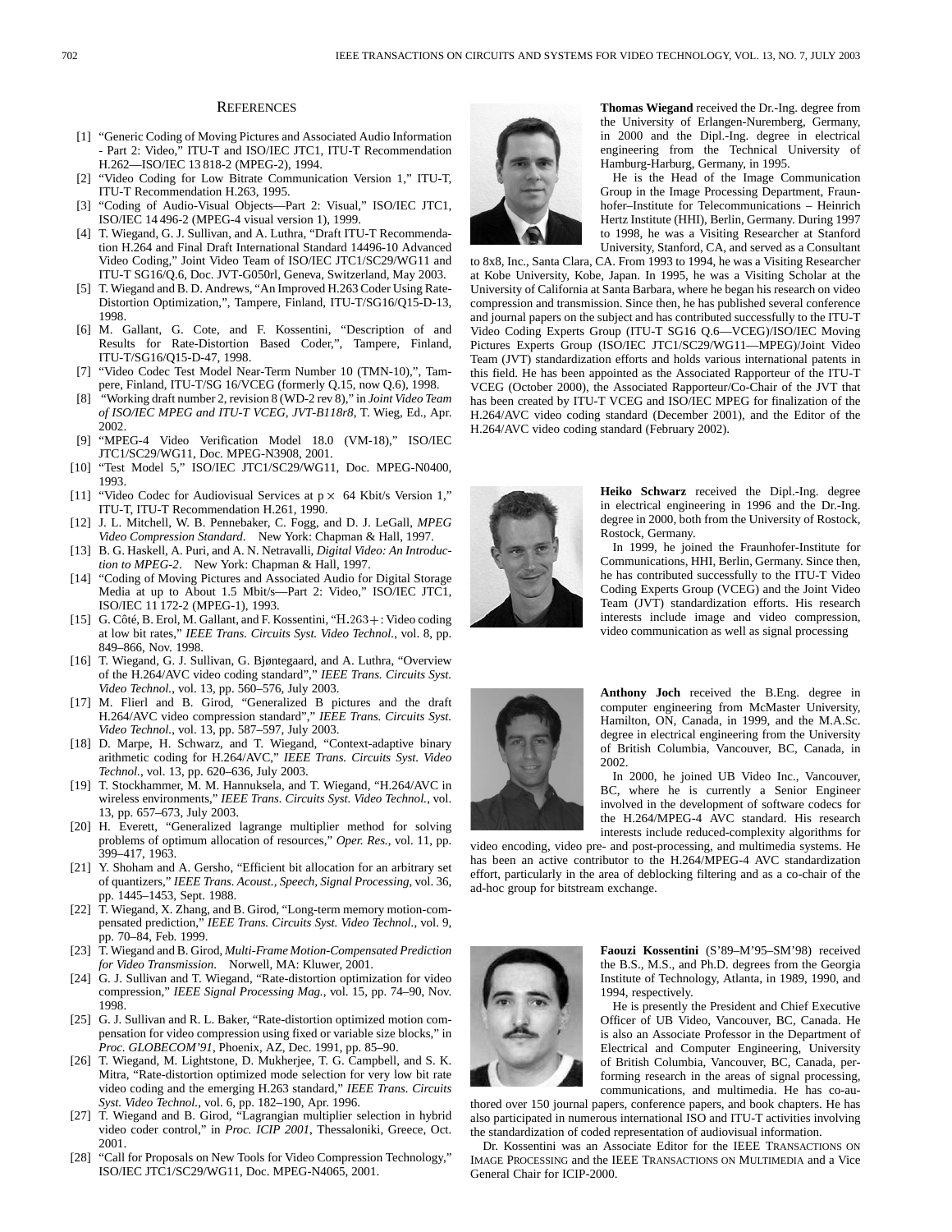## REFERENCES

[1] "Generic Coding of Moving Pictures and Associated Audio Information - Part 2: Video," ITU-T and ISO/IEC JTC1, ITU-T Recommendation H.262—ISO/IEC 13 818-2 (MPEG-2), 1994.

[2] "Video Coding for Low Bitrate Communication Version 1," ITU-T, ITU-T Recommendation H.263, 1995.

[3] "Coding of Audio-Visual Objects—Part 2: Visual," ISO/IEC JTC1, ISO/IEC 14 496-2 (MPEG-4 visual version 1), 1999.

[4] T. Wiegand, G. J. Sullivan, and A. Luthra, "Draft ITU-T Recommendation H.264 and Final Draft International Standard 14496-10 Advanced Video Coding," Joint Video Team of ISO/IEC JTC1/SC29/WG11 and ITU-T SG16/Q.6, Doc. JVT-G050rl, Geneva, Switzerland, May 2003.

[5] T. Wiegand and B. D. Andrews, "An Improved H.263 Coder Using Rate-Distortion Optimization,", Tampere, Finland, ITU-T/SG16/Q15-D-13, 1998.

[6] M. Gallant, G. Cote, and F. Kossentini, "Description of and Results for Rate-Distortion Based Coder,", Tampere, Finland, ITU-T/SG16/Q15-D-47, 1998.

[7] "Video Codec Test Model Near-Term Number 10 (TMN-10),", Tampere, Finland, ITU-T/SG 16/VCEG (formerly Q.15, now Q.6), 1998.

[8] "Working draft number 2, revision 8 (WD-2 rev 8)," in *Joint Video Team of ISO/IEC MPEG and ITU-T VCEG, JVT-B118r8*, T. Wieg, Ed., Apr. 2002.

[9] "MPEG-4 Video Verification Model 18.0 (VM-18)," ISO/IEC JTC1/SC29/WG11, Doc. MPEG-N3908, 2001.

[10] "Test Model 5," ISO/IEC JTC1/SC29/WG11, Doc. MPEG-N0400, 1993.

[11] "Video Codec for Audiovisual Services at $p \times 64$ Kbit/s Version 1," ITU-T, ITU-T Recommendation H.261, 1990.

[12] J. L. Mitchell, W. B. Pennebaker, C. Fogg, and D. J. LeGall, *MPEG Video Compression Standard*. New York: Chapman & Hall, 1997.

[13] B. G. Haskell, A. Puri, and A. N. Netravalli, *Digital Video: An Introduction to MPEG-2*. New York: Chapman & Hall, 1997.

[14] "Coding of Moving Pictures and Associated Audio for Digital Storage Media at up to About 1.5 Mbit/s—Part 2: Video," ISO/IEC JTC1, ISO/IEC 11 172-2 (MPEG-1), 1993.

[15] G. Côté, B. Erol, M. Gallant, and F. Kossentini, "H.263+: Video coding at low bit rates," *IEEE Trans. Circuits Syst. Video Technol.*, vol. 8, pp. 849–866, Nov. 1998.

[16] T. Wiegand, G. J. Sullivan, G. Bjøntegaard, and A. Luthra, "Overview of the H.264/AVC video coding standard"," *IEEE Trans. Circuits Syst. Video Technol.*, vol. 13, pp. 560–576, July 2003.

[17] M. Flierl and B. Girod, "Generalized B pictures and the draft H.264/AVC video compression standard"," *IEEE Trans. Circuits Syst. Video Technol.*, vol. 13, pp. 587–597, July 2003.

[18] D. Marpe, H. Schwarz, and T. Wiegand, "Context-adaptive binary arithmetic coding for H.264/AVC," *IEEE Trans. Circuits Syst. Video Technol.*, vol. 13, pp. 620–636, July 2003.

[19] T. Stockhammer, M. M. Hannuksela, and T. Wiegand, "H.264/AVC in wireless environments," *IEEE Trans. Circuits Syst. Video Technol.*, vol. 13, pp. 657–673, July 2003.

[20] H. Everett, "Generalized lagrange multiplier method for solving problems of optimum allocation of resources," *Oper. Res.*, vol. 11, pp. 399–417, 1963.

[21] Y. Shoham and A. Gersho, "Efficient bit allocation for an arbitrary set of quantizers," *IEEE Trans. Acoust., Speech, Signal Processing*, vol. 36, pp. 1445–1453, Sept. 1988.

[22] T. Wiegand, X. Zhang, and B. Girod, "Long-term memory motion-compensated prediction," *IEEE Trans. Circuits Syst. Video Technol.*, vol. 9, pp. 70–84, Feb. 1999.

[23] T. Wiegand and B. Girod, *Multi-Frame Motion-Compensated Prediction for Video Transmission*. Norwell, MA: Kluwer, 2001.

[24] G. J. Sullivan and T. Wiegand, "Rate-distortion optimization for video compression," *IEEE Signal Processing Mag.*, vol. 15, pp. 74–90, Nov. 1998.

[25] G. J. Sullivan and R. L. Baker, "Rate-distortion optimized motion compensation for video compression using fixed or variable size blocks," in *Proc. GLOBECOM'91*, Phoenix, AZ, Dec. 1991, pp. 85–90.

[26] T. Wiegand, M. Lightstone, D. Mukherjee, T. G. Campbell, and S. K. Mitra, "Rate-distortion optimized mode selection for very low bit rate video coding and the emerging H.263 standard," *IEEE Trans. Circuits Syst. Video Technol.*, vol. 6, pp. 182–190, Apr. 1996.

[27] T. Wiegand and B. Girod, "Lagrangian multiplier selection in hybrid video coder control," in *Proc. ICIP 2001*, Thessaloniki, Greece, Oct. 2001.

[28] "Call for Proposals on New Tools for Video Compression Technology," ISO/IEC JTC1/SC29/WG11, Doc. MPEG-N4065, 2001.

**Thomas Wiegand** received the Dr.-Ing. degree from the University of Erlangen-Nuremberg, Germany, in 2000 and the Dipl.-Ing. degree in electrical engineering from the Technical University of Hamburg-Harburg, Germany, in 1995.

He is the Head of the Image Communication Group in the Image Processing Department, Fraunhofer–Institute for Telecommunications – Heinrich Hertz Institute (HHI), Berlin, Germany. During 1997 to 1998, he was a Visiting Researcher at Stanford University, Stanford, CA, and served as a Consultant to 8x8, Inc., Santa Clara, CA. From 1993 to 1994, he was a Visiting Researcher at Kobe University, Kobe, Japan. In 1995, he was a Visiting Scholar at the University of California at Santa Barbara, where he began his research on video compression and transmission. Since then, he has published several conference and journal papers on the subject and has contributed successfully to the ITU-T Video Coding Experts Group (ITU-T SG16 Q.6—VCEG)/ISO/IEC Moving Pictures Experts Group (ISO/IEC JTC1/SC29/WG11—MPEG)/Joint Video Team (JVT) standardization efforts and holds various international patents in this field. He has been appointed as the Associated Rapporteur of the ITU-T VCEG (October 2000), the Associated Rapporteur/Co-Chair of the JVT that has been created by ITU-T VCEG and ISO/IEC MPEG for finalization of the H.264/AVC video coding standard (December 2001), and the Editor of the H.264/AVC video coding standard (February 2002).

**Heiko Schwarz** received the Dipl.-Ing. degree in electrical engineering in 1996 and the Dr.-Ing. degree in 2000, both from the University of Rostock, Rostock, Germany.

In 1999, he joined the Fraunhofer-Institute for Communications, HHI, Berlin, Germany. Since then, he has contributed successfully to the ITU-T Video Coding Experts Group (VCEG) and the Joint Video Team (JVT) standardization efforts. His research interests include image and video compression, video communication as well as signal processing

**Anthony Joch** received the B.Eng. degree in computer engineering from McMaster University, Hamilton, ON, Canada, in 1999, and the M.A.Sc. degree in electrical engineering from the University of British Columbia, Vancouver, BC, Canada, in 2002.

In 2000, he joined UB Video Inc., Vancouver, BC, where he is currently a Senior Engineer involved in the development of software codecs for the H.264/MPEG-4 AVC standard. His research interests include reduced-complexity algorithms for video encoding, video pre- and post-processing, and multimedia systems. He has been an active contributor to the H.264/MPEG-4 AVC standardization effort, particularly in the area of deblocking filtering and as a co-chair of the ad-hoc group for bitstream exchange.

**Faouzi Kossentini** (S'89–M'95–SM'98) received the B.S., M.S., and Ph.D. degrees from the Georgia Institute of Technology, Atlanta, in 1989, 1990, and 1994, respectively.

He is presently the President and Chief Executive Officer of UB Video, Vancouver, BC, Canada. He is also an Associate Professor in the Department of Electrical and Computer Engineering, University of British Columbia, Vancouver, BC, Canada, performing research in the areas of signal processing, communications, and multimedia. He has co-authored over 150 journal papers, conference papers, and book chapters. He has also participated in numerous international ISO and ITU-T activities involving the standardization of coded representation of audiovisual information.

Dr. Kossentini was an Associate Editor for the IEEE TRANSACTIONS ON IMAGE PROCESSING and the IEEE TRANSACTIONS ON MULTIMEDIA and a Vice General Chair for ICIP-2000.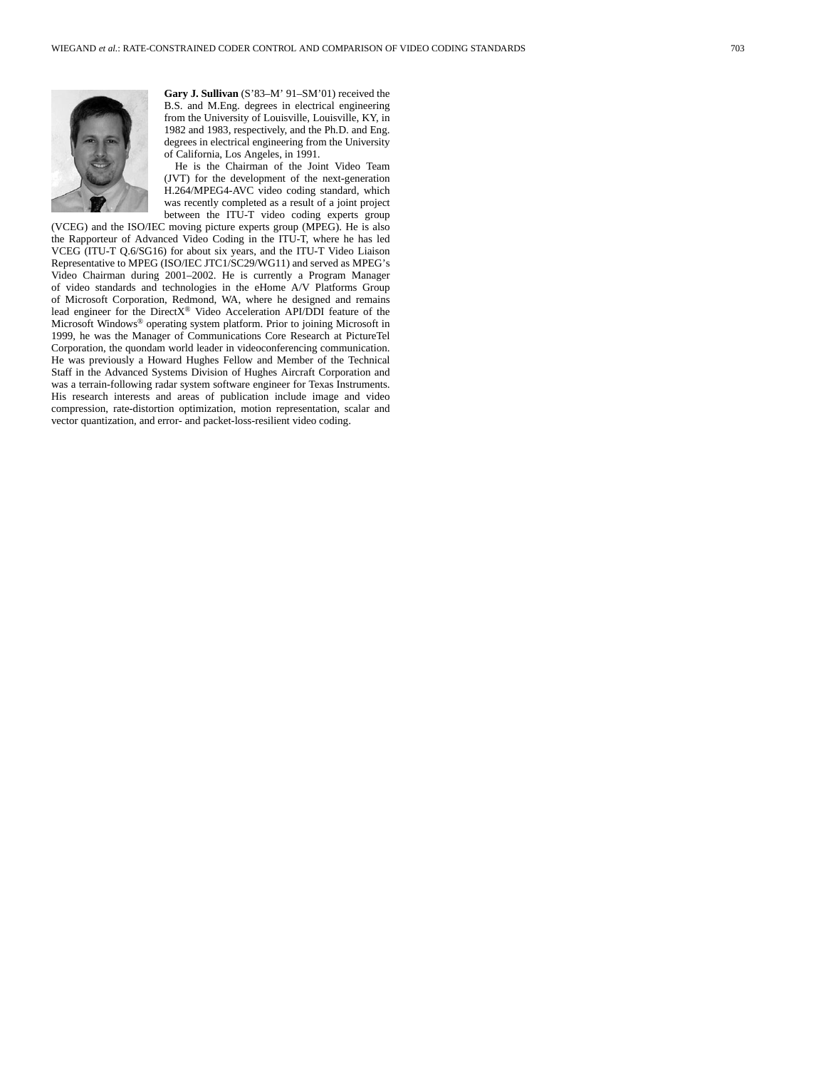**Gary J. Sullivan** (S'83–M' 91–SM'01) received the B.S. and M.Eng. degrees in electrical engineering from the University of Louisville, Louisville, KY, in 1982 and 1983, respectively, and the Ph.D. and Eng. degrees in electrical engineering from the University of California, Los Angeles, in 1991.

He is the Chairman of the Joint Video Team (JVT) for the development of the next-generation H.264/MPEG4-AVC video coding standard, which was recently completed as a result of a joint project between the ITU-T video coding experts group (VCEG) and the ISO/IEC moving picture experts group (MPEG). He is also the Rapporteur of Advanced Video Coding in the ITU-T, where he has led VCEG (ITU-T Q.6/SG16) for about six years, and the ITU-T Video Liaison Representative to MPEG (ISO/IEC JTC1/SC29/WG11) and served as MPEG's Video Chairman during 2001–2002. He is currently a Program Manager of video standards and technologies in the eHome A/V Platforms Group of Microsoft Corporation, Redmond, WA, where he designed and remains lead engineer for the DirectX® Video Acceleration API/DDI feature of the Microsoft Windows® operating system platform. Prior to joining Microsoft in 1999, he was the Manager of Communications Core Research at PictureTel Corporation, the quondam world leader in videoconferencing communication. He was previously a Howard Hughes Fellow and Member of the Technical Staff in the Advanced Systems Division of Hughes Aircraft Corporation and was a terrain-following radar system software engineer for Texas Instruments. His research interests and areas of publication include image and video compression, rate-distortion optimization, motion representation, scalar and vector quantization, and error- and packet-loss-resilient video coding.